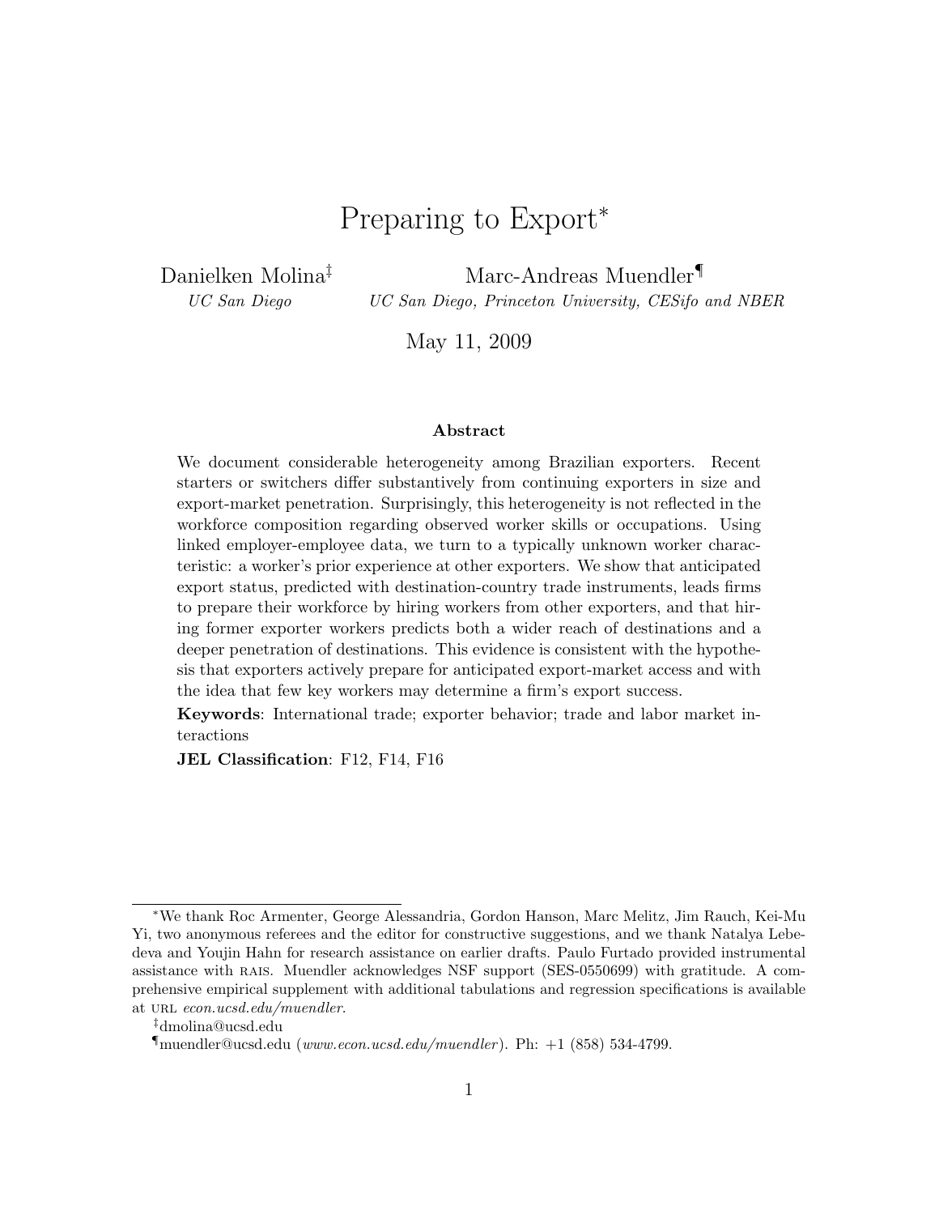# Preparing to Export[*]

Danielken Molina[‡]
*UC San Diego*

Marc-Andreas Muendler[¶]
*UC San Diego, Princeton University, CESifo and NBER*

May 11, 2009

### Abstract

We document considerable heterogeneity among Brazilian exporters. Recent starters or switchers differ substantively from continuing exporters in size and export-market penetration. Surprisingly, this heterogeneity is not reflected in the workforce composition regarding observed worker skills or occupations. Using linked employer-employee data, we turn to a typically unknown worker characteristic: a worker's prior experience at other exporters. We show that anticipated export status, predicted with destination-country trade instruments, leads firms to prepare their workforce by hiring workers from other exporters, and that hiring former exporter workers predicts both a wider reach of destinations and a deeper penetration of destinations. This evidence is consistent with the hypothesis that exporters actively prepare for anticipated export-market access and with the idea that few key workers may determine a firm's export success.

**Keywords**: International trade; exporter behavior; trade and labor market interactions

**JEL Classification**: F12, F14, F16

---

[*] We thank Roc Armenter, George Alessandria, Gordon Hanson, Marc Melitz, Jim Rauch, Kei-Mu Yi, two anonymous referees and the editor for constructive suggestions, and we thank Natalya Lebedeva and Youjin Hahn for research assistance on earlier drafts. Paulo Furtado provided instrumental assistance with RAIS. Muendler acknowledges NSF support (SES-0550699) with gratitude. A comprehensive empirical supplement with additional tabulations and regression specifications is available at URL *econ.ucsd.edu/muendler*.

[‡] dmolina@ucsd.edu

[¶] muendler@ucsd.edu (*www.econ.ucsd.edu/muendler*). Ph: +1 (858) 534-4799.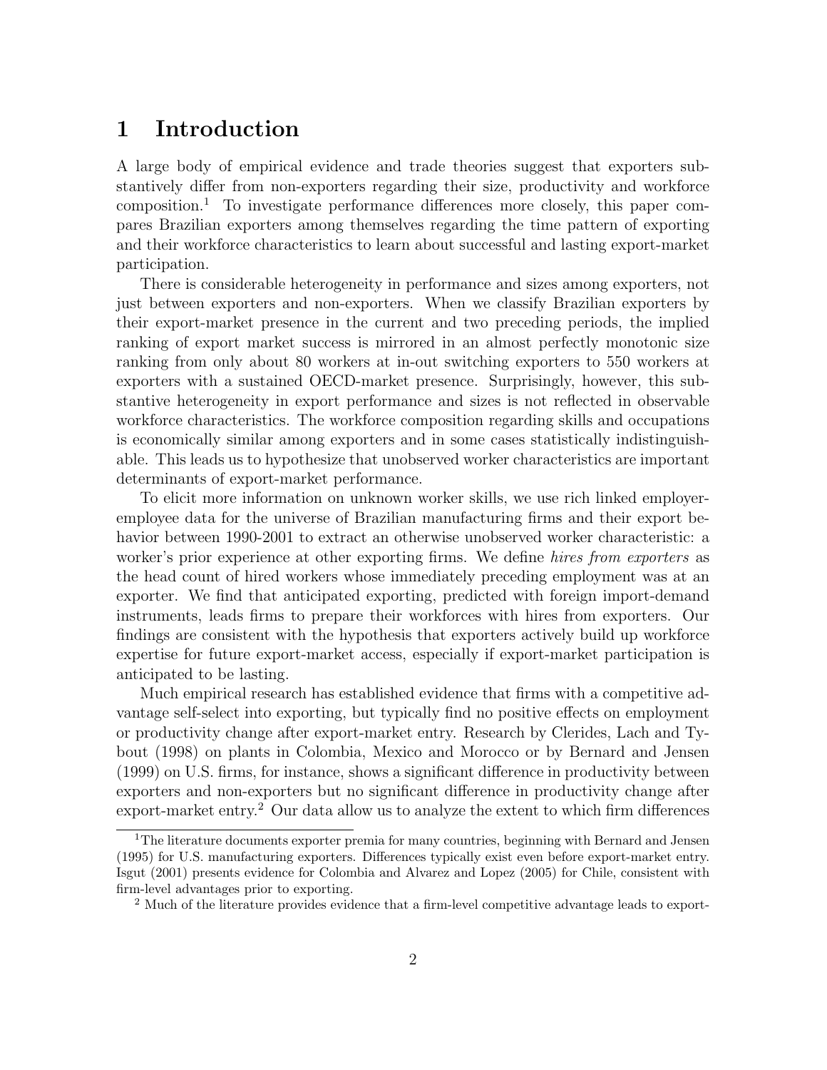# 1 Introduction

A large body of empirical evidence and trade theories suggest that exporters substantively differ from non-exporters regarding their size, productivity and workforce composition.[1] To investigate performance differences more closely, this paper compares Brazilian exporters among themselves regarding the time pattern of exporting and their workforce characteristics to learn about successful and lasting export-market participation.

There is considerable heterogeneity in performance and sizes among exporters, not just between exporters and non-exporters. When we classify Brazilian exporters by their export-market presence in the current and two preceding periods, the implied ranking of export market success is mirrored in an almost perfectly monotonic size ranking from only about 80 workers at in-out switching exporters to 550 workers at exporters with a sustained OECD-market presence. Surprisingly, however, this substantive heterogeneity in export performance and sizes is not reflected in observable workforce characteristics. The workforce composition regarding skills and occupations is economically similar among exporters and in some cases statistically indistinguishable. This leads us to hypothesize that unobserved worker characteristics are important determinants of export-market performance.

To elicit more information on unknown worker skills, we use rich linked employer-employee data for the universe of Brazilian manufacturing firms and their export behavior between 1990-2001 to extract an otherwise unobserved worker characteristic: a worker's prior experience at other exporting firms. We define *hires from exporters* as the head count of hired workers whose immediately preceding employment was at an exporter. We find that anticipated exporting, predicted with foreign import-demand instruments, leads firms to prepare their workforces with hires from exporters. Our findings are consistent with the hypothesis that exporters actively build up workforce expertise for future export-market access, especially if export-market participation is anticipated to be lasting.

Much empirical research has established evidence that firms with a competitive advantage self-select into exporting, but typically find no positive effects on employment or productivity change after export-market entry. Research by Clerides, Lach and Tybout (1998) on plants in Colombia, Mexico and Morocco or by Bernard and Jensen (1999) on U.S. firms, for instance, shows a significant difference in productivity between exporters and non-exporters but no significant difference in productivity change after export-market entry.[2] Our data allow us to analyze the extent to which firm differences

[1]The literature documents exporter premia for many countries, beginning with Bernard and Jensen (1995) for U.S. manufacturing exporters. Differences typically exist even before export-market entry. Isgut (2001) presents evidence for Colombia and Alvarez and Lopez (2005) for Chile, consistent with firm-level advantages prior to exporting.

[2] Much of the literature provides evidence that a firm-level competitive advantage leads to export-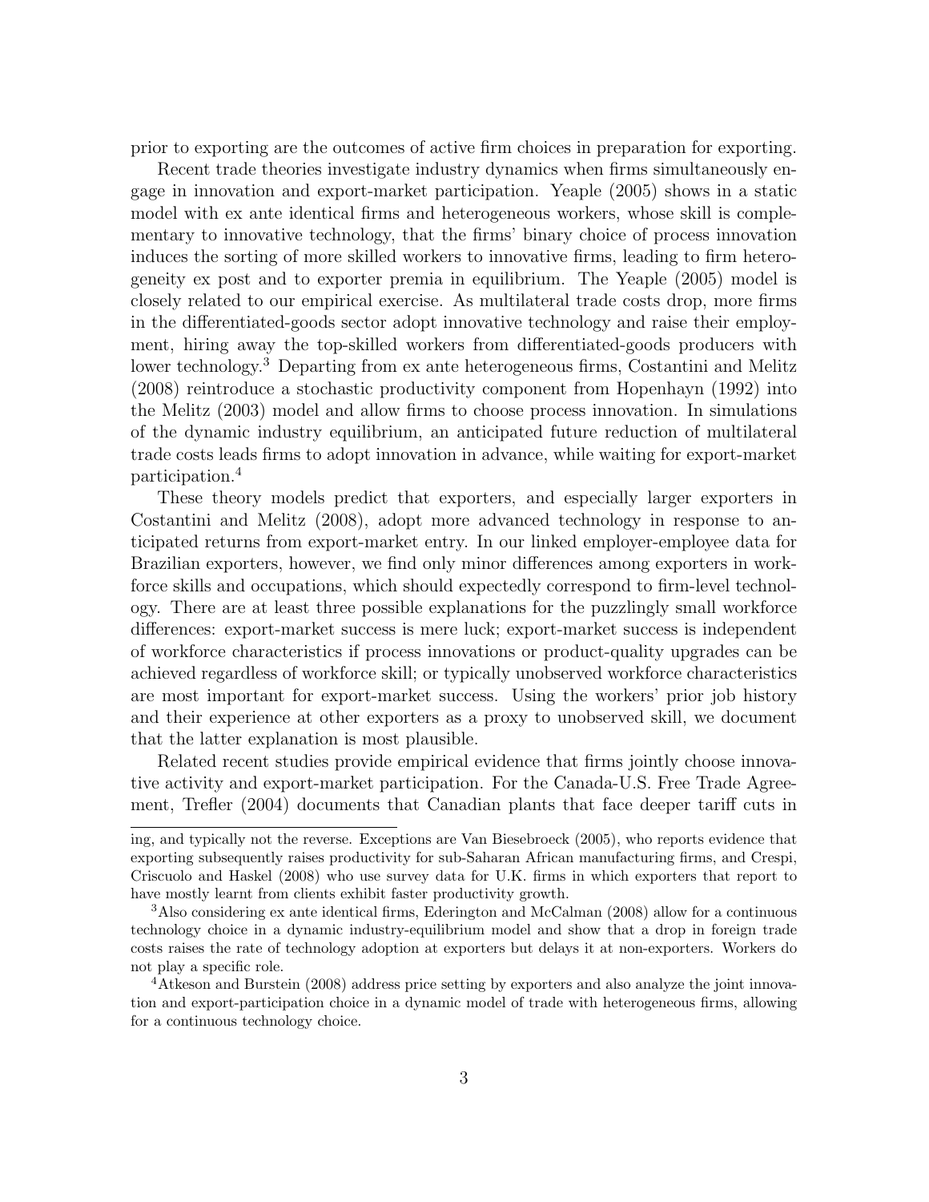prior to exporting are the outcomes of active firm choices in preparation for exporting.

Recent trade theories investigate industry dynamics when firms simultaneously engage in innovation and export-market participation. Yeaple (2005) shows in a static model with ex ante identical firms and heterogeneous workers, whose skill is complementary to innovative technology, that the firms' binary choice of process innovation induces the sorting of more skilled workers to innovative firms, leading to firm heterogeneity ex post and to exporter premia in equilibrium. The Yeaple (2005) model is closely related to our empirical exercise. As multilateral trade costs drop, more firms in the differentiated-goods sector adopt innovative technology and raise their employment, hiring away the top-skilled workers from differentiated-goods producers with lower technology.[3] Departing from ex ante heterogeneous firms, Costantini and Melitz (2008) reintroduce a stochastic productivity component from Hopenhayn (1992) into the Melitz (2003) model and allow firms to choose process innovation. In simulations of the dynamic industry equilibrium, an anticipated future reduction of multilateral trade costs leads firms to adopt innovation in advance, while waiting for export-market participation.[4]

These theory models predict that exporters, and especially larger exporters in Costantini and Melitz (2008), adopt more advanced technology in response to anticipated returns from export-market entry. In our linked employer-employee data for Brazilian exporters, however, we find only minor differences among exporters in workforce skills and occupations, which should expectedly correspond to firm-level technology. There are at least three possible explanations for the puzzlingly small workforce differences: export-market success is mere luck; export-market success is independent of workforce characteristics if process innovations or product-quality upgrades can be achieved regardless of workforce skill; or typically unobserved workforce characteristics are most important for export-market success. Using the workers' prior job history and their experience at other exporters as a proxy to unobserved skill, we document that the latter explanation is most plausible.

Related recent studies provide empirical evidence that firms jointly choose innovative activity and export-market participation. For the Canada-U.S. Free Trade Agreement, Trefler (2004) documents that Canadian plants that face deeper tariff cuts in

ing, and typically not the reverse. Exceptions are Van Biesebroeck (2005), who reports evidence that exporting subsequently raises productivity for sub-Saharan African manufacturing firms, and Crespi, Criscuolo and Haskel (2008) who use survey data for U.K. firms in which exporters that report to have mostly learnt from clients exhibit faster productivity growth.

[3]Also considering ex ante identical firms, Ederington and McCalman (2008) allow for a continuous technology choice in a dynamic industry-equilibrium model and show that a drop in foreign trade costs raises the rate of technology adoption at exporters but delays it at non-exporters. Workers do not play a specific role.

[4]Atkeson and Burstein (2008) address price setting by exporters and also analyze the joint innovation and export-participation choice in a dynamic model of trade with heterogeneous firms, allowing for a continuous technology choice.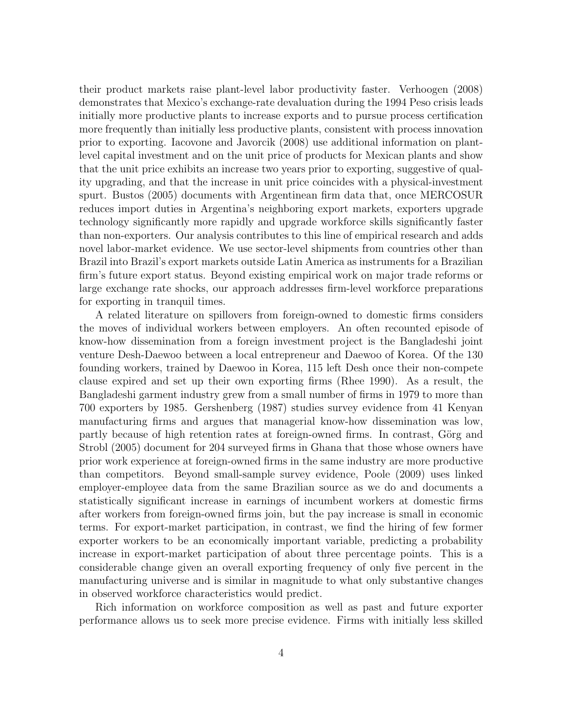their product markets raise plant-level labor productivity faster. Verhoogen (2008) demonstrates that Mexico's exchange-rate devaluation during the 1994 Peso crisis leads initially more productive plants to increase exports and to pursue process certification more frequently than initially less productive plants, consistent with process innovation prior to exporting. Iacovone and Javorcik (2008) use additional information on plant-level capital investment and on the unit price of products for Mexican plants and show that the unit price exhibits an increase two years prior to exporting, suggestive of quality upgrading, and that the increase in unit price coincides with a physical-investment spurt. Bustos (2005) documents with Argentinean firm data that, once MERCOSUR reduces import duties in Argentina's neighboring export markets, exporters upgrade technology significantly more rapidly and upgrade workforce skills significantly faster than non-exporters. Our analysis contributes to this line of empirical research and adds novel labor-market evidence. We use sector-level shipments from countries other than Brazil into Brazil's export markets outside Latin America as instruments for a Brazilian firm's future export status. Beyond existing empirical work on major trade reforms or large exchange rate shocks, our approach addresses firm-level workforce preparations for exporting in tranquil times.

A related literature on spillovers from foreign-owned to domestic firms considers the moves of individual workers between employers. An often recounted episode of know-how dissemination from a foreign investment project is the Bangladeshi joint venture Desh-Daewoo between a local entrepreneur and Daewoo of Korea. Of the 130 founding workers, trained by Daewoo in Korea, 115 left Desh once their non-compete clause expired and set up their own exporting firms (Rhee 1990). As a result, the Bangladeshi garment industry grew from a small number of firms in 1979 to more than 700 exporters by 1985. Gershenberg (1987) studies survey evidence from 41 Kenyan manufacturing firms and argues that managerial know-how dissemination was low, partly because of high retention rates at foreign-owned firms. In contrast, Görg and Strobl (2005) document for 204 surveyed firms in Ghana that those whose owners have prior work experience at foreign-owned firms in the same industry are more productive than competitors. Beyond small-sample survey evidence, Poole (2009) uses linked employer-employee data from the same Brazilian source as we do and documents a statistically significant increase in earnings of incumbent workers at domestic firms after workers from foreign-owned firms join, but the pay increase is small in economic terms. For export-market participation, in contrast, we find the hiring of few former exporter workers to be an economically important variable, predicting a probability increase in export-market participation of about three percentage points. This is a considerable change given an overall exporting frequency of only five percent in the manufacturing universe and is similar in magnitude to what only substantive changes in observed workforce characteristics would predict.

Rich information on workforce composition as well as past and future exporter performance allows us to seek more precise evidence. Firms with initially less skilled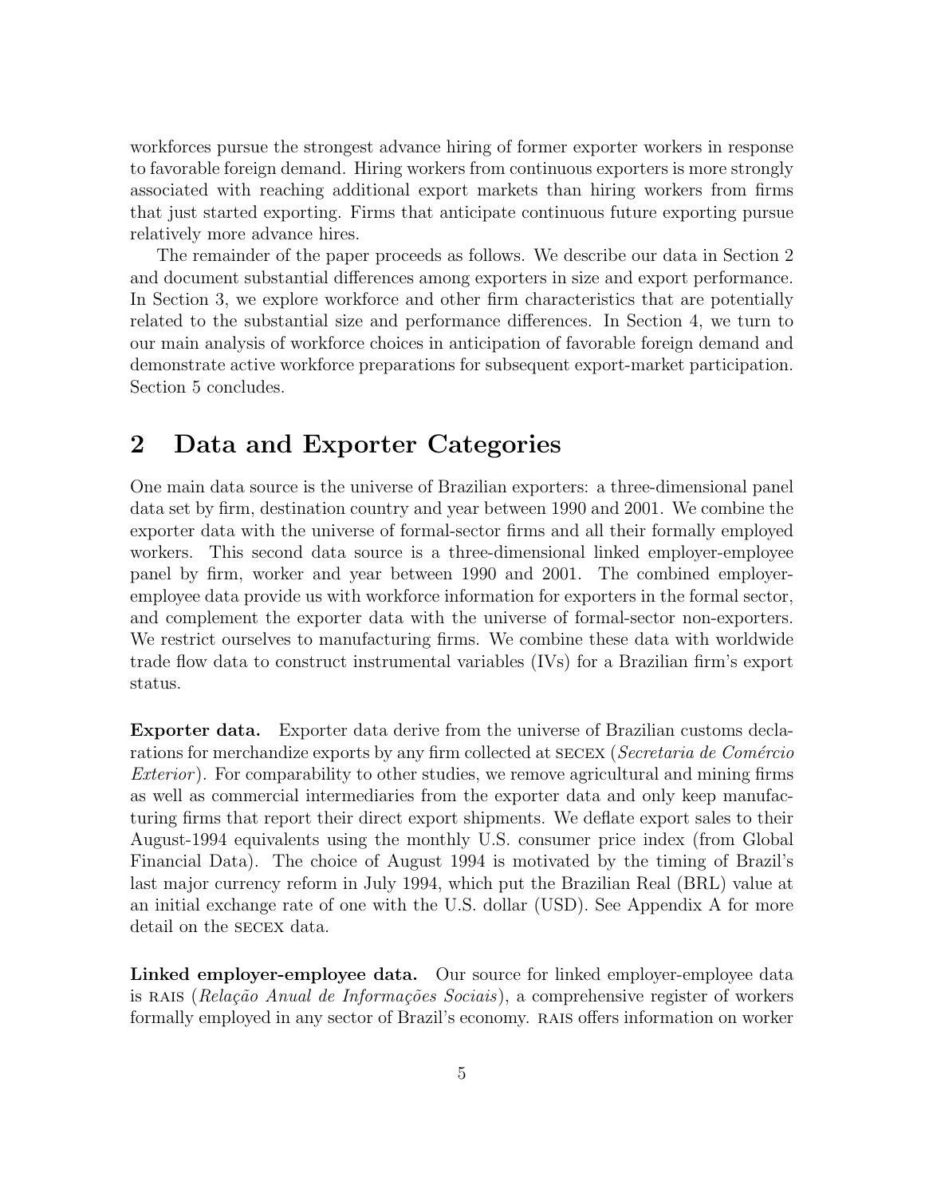workforces pursue the strongest advance hiring of former exporter workers in response to favorable foreign demand. Hiring workers from continuous exporters is more strongly associated with reaching additional export markets than hiring workers from firms that just started exporting. Firms that anticipate continuous future exporting pursue relatively more advance hires.

The remainder of the paper proceeds as follows. We describe our data in Section 2 and document substantial differences among exporters in size and export performance. In Section 3, we explore workforce and other firm characteristics that are potentially related to the substantial size and performance differences. In Section 4, we turn to our main analysis of workforce choices in anticipation of favorable foreign demand and demonstrate active workforce preparations for subsequent export-market participation. Section 5 concludes.

# 2 Data and Exporter Categories

One main data source is the universe of Brazilian exporters: a three-dimensional panel data set by firm, destination country and year between 1990 and 2001. We combine the exporter data with the universe of formal-sector firms and all their formally employed workers. This second data source is a three-dimensional linked employer-employee panel by firm, worker and year between 1990 and 2001. The combined employer-employee data provide us with workforce information for exporters in the formal sector, and complement the exporter data with the universe of formal-sector non-exporters. We restrict ourselves to manufacturing firms. We combine these data with worldwide trade flow data to construct instrumental variables (IVs) for a Brazilian firm's export status.

**Exporter data.** Exporter data derive from the universe of Brazilian customs declarations for merchandize exports by any firm collected at SECEX (*Secretaria de Comércio Exterior*). For comparability to other studies, we remove agricultural and mining firms as well as commercial intermediaries from the exporter data and only keep manufacturing firms that report their direct export shipments. We deflate export sales to their August-1994 equivalents using the monthly U.S. consumer price index (from Global Financial Data). The choice of August 1994 is motivated by the timing of Brazil's last major currency reform in July 1994, which put the Brazilian Real (BRL) value at an initial exchange rate of one with the U.S. dollar (USD). See Appendix A for more detail on the SECEX data.

**Linked employer-employee data.** Our source for linked employer-employee data is RAIS (*Relação Anual de Informações Sociais*), a comprehensive register of workers formally employed in any sector of Brazil's economy. RAIS offers information on worker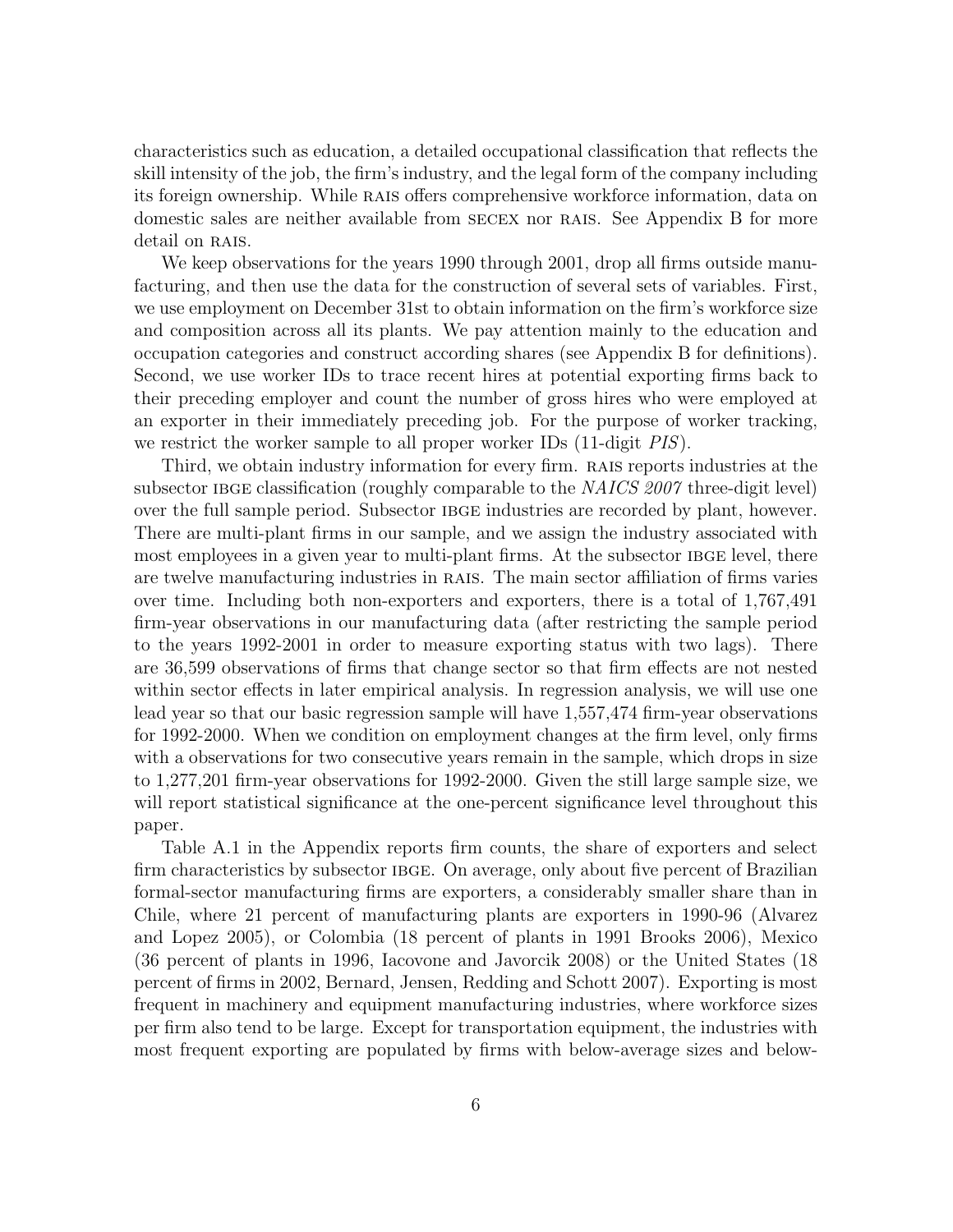characteristics such as education, a detailed occupational classification that reflects the skill intensity of the job, the firm's industry, and the legal form of the company including its foreign ownership. While RAIS offers comprehensive workforce information, data on domestic sales are neither available from SECEX nor RAIS. See Appendix B for more detail on RAIS.

We keep observations for the years 1990 through 2001, drop all firms outside manufacturing, and then use the data for the construction of several sets of variables. First, we use employment on December 31st to obtain information on the firm's workforce size and composition across all its plants. We pay attention mainly to the education and occupation categories and construct according shares (see Appendix B for definitions). Second, we use worker IDs to trace recent hires at potential exporting firms back to their preceding employer and count the number of gross hires who were employed at an exporter in their immediately preceding job. For the purpose of worker tracking, we restrict the worker sample to all proper worker IDs (11-digit *PIS*).

Third, we obtain industry information for every firm. RAIS reports industries at the subsector IBGE classification (roughly comparable to the *NAICS 2007* three-digit level) over the full sample period. Subsector IBGE industries are recorded by plant, however. There are multi-plant firms in our sample, and we assign the industry associated with most employees in a given year to multi-plant firms. At the subsector IBGE level, there are twelve manufacturing industries in RAIS. The main sector affiliation of firms varies over time. Including both non-exporters and exporters, there is a total of 1,767,491 firm-year observations in our manufacturing data (after restricting the sample period to the years 1992-2001 in order to measure exporting status with two lags). There are 36,599 observations of firms that change sector so that firm effects are not nested within sector effects in later empirical analysis. In regression analysis, we will use one lead year so that our basic regression sample will have 1,557,474 firm-year observations for 1992-2000. When we condition on employment changes at the firm level, only firms with a observations for two consecutive years remain in the sample, which drops in size to 1,277,201 firm-year observations for 1992-2000. Given the still large sample size, we will report statistical significance at the one-percent significance level throughout this paper.

Table A.1 in the Appendix reports firm counts, the share of exporters and select firm characteristics by subsector IBGE. On average, only about five percent of Brazilian formal-sector manufacturing firms are exporters, a considerably smaller share than in Chile, where 21 percent of manufacturing plants are exporters in 1990-96 (Alvarez and Lopez 2005), or Colombia (18 percent of plants in 1991 Brooks 2006), Mexico (36 percent of plants in 1996, Iacovone and Javorcik 2008) or the United States (18 percent of firms in 2002, Bernard, Jensen, Redding and Schott 2007). Exporting is most frequent in machinery and equipment manufacturing industries, where workforce sizes per firm also tend to be large. Except for transportation equipment, the industries with most frequent exporting are populated by firms with below-average sizes and below-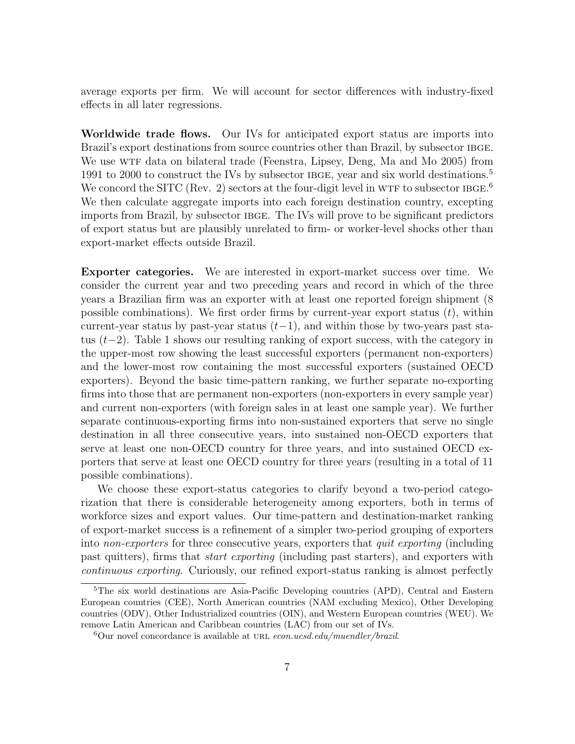average exports per firm. We will account for sector differences with industry-fixed effects in all later regressions.

**Worldwide trade flows.** Our IVs for anticipated export status are imports into Brazil's export destinations from source countries other than Brazil, by subsector IBGE. We use WTF data on bilateral trade (Feenstra, Lipsey, Deng, Ma and Mo 2005) from 1991 to 2000 to construct the IVs by subsector IBGE, year and six world destinations.[5] We concord the SITC (Rev. 2) sectors at the four-digit level in WTF to subsector IBGE.[6] We then calculate aggregate imports into each foreign destination country, excepting imports from Brazil, by subsector IBGE. The IVs will prove to be significant predictors of export status but are plausibly unrelated to firm- or worker-level shocks other than export-market effects outside Brazil.

**Exporter categories.** We are interested in export-market success over time. We consider the current year and two preceding years and record in which of the three years a Brazilian firm was an exporter with at least one reported foreign shipment (8 possible combinations). We first order firms by current-year export status ($t$), within current-year status by past-year status ($t-1$), and within those by two-years past status ($t-2$). Table 1 shows our resulting ranking of export success, with the category in the upper-most row showing the least successful exporters (permanent non-exporters) and the lower-most row containing the most successful exporters (sustained OECD exporters). Beyond the basic time-pattern ranking, we further separate no-exporting firms into those that are permanent non-exporters (non-exporters in every sample year) and current non-exporters (with foreign sales in at least one sample year). We further separate continuous-exporting firms into non-sustained exporters that serve no single destination in all three consecutive years, into sustained non-OECD exporters that serve at least one non-OECD country for three years, and into sustained OECD exporters that serve at least one OECD country for three years (resulting in a total of 11 possible combinations).

We choose these export-status categories to clarify beyond a two-period categorization that there is considerable heterogeneity among exporters, both in terms of workforce sizes and export values. Our time-pattern and destination-market ranking of export-market success is a refinement of a simpler two-period grouping of exporters into *non-exporters* for three consecutive years, exporters that *quit exporting* (including past quitters), firms that *start exporting* (including past starters), and exporters with *continuous exporting*. Curiously, our refined export-status ranking is almost perfectly

[5] The six world destinations are Asia-Pacific Developing countries (APD), Central and Eastern European countries (CEE), North American countries (NAM excluding Mexico), Other Developing countries (ODV), Other Industrialized countries (OIN), and Western European countries (WEU). We remove Latin American and Caribbean countries (LAC) from our set of IVs.

[6] Our novel concordance is available at URL *econ.ucsd.edu/muendler/brazil*.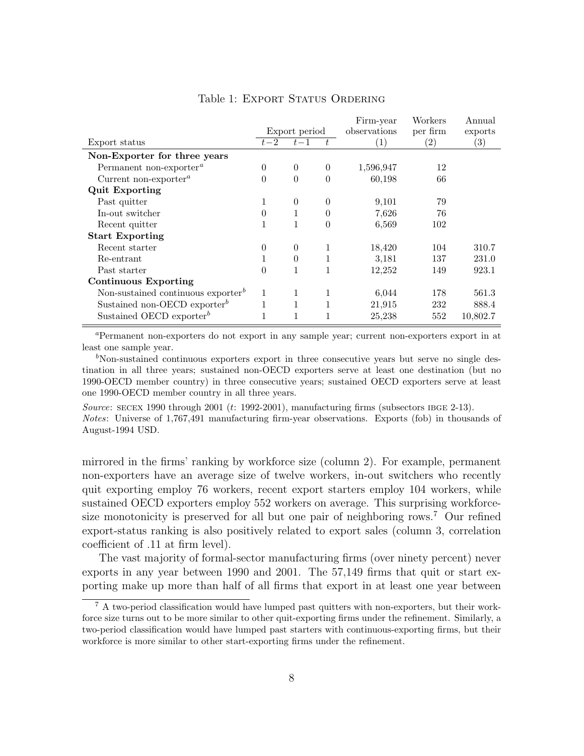Table 1: EXPORT STATUS ORDERING

| Export status | Export period $t-2$ | $t-1$ | $t$ | Firm-year observations (1) | Workers per firm (2) | Annual exports (3) |
|---|---|---|---|---|---|---|
| **Non-Exporter for three years** | | | | | | |
| Permanent non-exporter[a] | 0 | 0 | 0 | 1,596,947 | 12 | |
| Current non-exporter[a] | 0 | 0 | 0 | 60,198 | 66 | |
| **Quit Exporting** | | | | | | |
| Past quitter | 1 | 0 | 0 | 9,101 | 79 | |
| In-out switcher | 0 | 1 | 0 | 7,626 | 76 | |
| Recent quitter | 1 | 1 | 0 | 6,569 | 102 | |
| **Start Exporting** | | | | | | |
| Recent starter | 0 | 0 | 1 | 18,420 | 104 | 310.7 |
| Re-entrant | 1 | 0 | 1 | 3,181 | 137 | 231.0 |
| Past starter | 0 | 1 | 1 | 12,252 | 149 | 923.1 |
| **Continuous Exporting** | | | | | | |
| Non-sustained continuous exporter[b] | 1 | 1 | 1 | 6,044 | 178 | 561.3 |
| Sustained non-OECD exporter[b] | 1 | 1 | 1 | 21,915 | 232 | 888.4 |
| Sustained OECD exporter[b] | 1 | 1 | 1 | 25,238 | 552 | 10,802.7 |

[a]Permanent non-exporters do not export in any sample year; current non-exporters export in at least one sample year.

[b]Non-sustained continuous exporters export in three consecutive years but serve no single destination in all three years; sustained non-OECD exporters serve at least one destination (but no 1990-OECD member country) in three consecutive years; sustained OECD exporters serve at least one 1990-OECD member country in all three years.

*Source*: SECEX 1990 through 2001 ($t$: 1992-2001), manufacturing firms (subsectors IBGE 2-13).
*Notes*: Universe of 1,767,491 manufacturing firm-year observations. Exports (fob) in thousands of August-1994 USD.

mirrored in the firms' ranking by workforce size (column 2). For example, permanent non-exporters have an average size of twelve workers, in-out switchers who recently quit exporting employ 76 workers, recent export starters employ 104 workers, while sustained OECD exporters employ 552 workers on average. This surprising workforce-size monotonicity is preserved for all but one pair of neighboring rows.[7] Our refined export-status ranking is also positively related to export sales (column 3, correlation coefficient of .11 at firm level).

The vast majority of formal-sector manufacturing firms (over ninety percent) never exports in any year between 1990 and 2001. The 57,149 firms that quit or start exporting make up more than half of all firms that export in at least one year between

[7] A two-period classification would have lumped past quitters with non-exporters, but their workforce size turns out to be more similar to other quit-exporting firms under the refinement. Similarly, a two-period classification would have lumped past starters with continuous-exporting firms, but their workforce is more similar to other start-exporting firms under the refinement.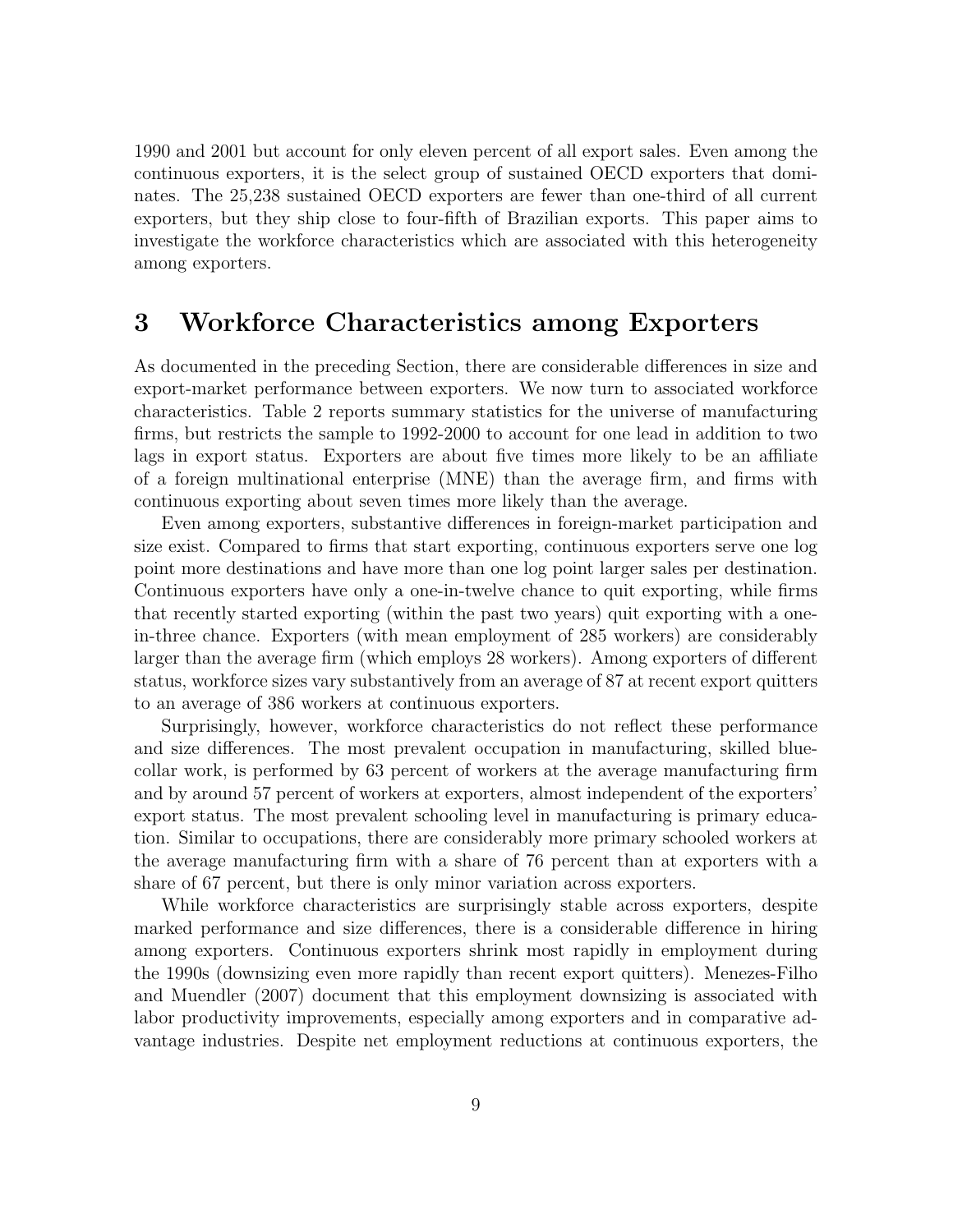1990 and 2001 but account for only eleven percent of all export sales. Even among the continuous exporters, it is the select group of sustained OECD exporters that dominates. The 25,238 sustained OECD exporters are fewer than one-third of all current exporters, but they ship close to four-fifth of Brazilian exports. This paper aims to investigate the workforce characteristics which are associated with this heterogeneity among exporters.

# 3 Workforce Characteristics among Exporters

As documented in the preceding Section, there are considerable differences in size and export-market performance between exporters. We now turn to associated workforce characteristics. Table 2 reports summary statistics for the universe of manufacturing firms, but restricts the sample to 1992-2000 to account for one lead in addition to two lags in export status. Exporters are about five times more likely to be an affiliate of a foreign multinational enterprise (MNE) than the average firm, and firms with continuous exporting about seven times more likely than the average.

Even among exporters, substantive differences in foreign-market participation and size exist. Compared to firms that start exporting, continuous exporters serve one log point more destinations and have more than one log point larger sales per destination. Continuous exporters have only a one-in-twelve chance to quit exporting, while firms that recently started exporting (within the past two years) quit exporting with a one-in-three chance. Exporters (with mean employment of 285 workers) are considerably larger than the average firm (which employs 28 workers). Among exporters of different status, workforce sizes vary substantively from an average of 87 at recent export quitters to an average of 386 workers at continuous exporters.

Surprisingly, however, workforce characteristics do not reflect these performance and size differences. The most prevalent occupation in manufacturing, skilled blue-collar work, is performed by 63 percent of workers at the average manufacturing firm and by around 57 percent of workers at exporters, almost independent of the exporters' export status. The most prevalent schooling level in manufacturing is primary education. Similar to occupations, there are considerably more primary schooled workers at the average manufacturing firm with a share of 76 percent than at exporters with a share of 67 percent, but there is only minor variation across exporters.

While workforce characteristics are surprisingly stable across exporters, despite marked performance and size differences, there is a considerable difference in hiring among exporters. Continuous exporters shrink most rapidly in employment during the 1990s (downsizing even more rapidly than recent export quitters). Menezes-Filho and Muendler (2007) document that this employment downsizing is associated with labor productivity improvements, especially among exporters and in comparative advantage industries. Despite net employment reductions at continuous exporters, the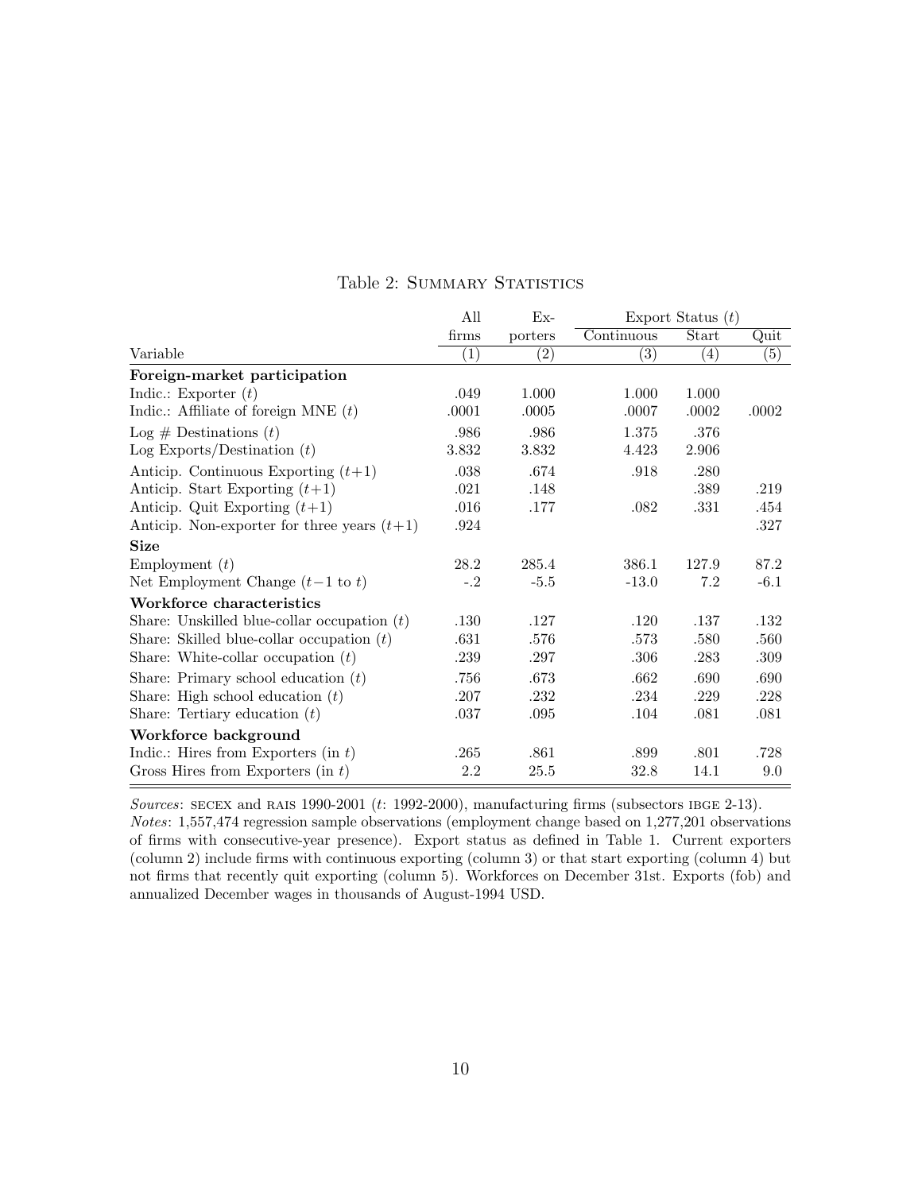Table 2: Summary Statistics

| Variable | All firms (1) | Exporters (2) | Export Status ($t$) Continuous (3) | Start (4) | Quit (5) |
|---|---|---|---|---|---|
| **Foreign-market participation** | | | | | |
| Indic.: Exporter ($t$) | .049 | 1.000 | 1.000 | 1.000 | |
| Indic.: Affiliate of foreign MNE ($t$) | .0001 | .0005 | .0007 | .0002 | .0002 |
| Log # Destinations ($t$) | .986 | .986 | 1.375 | .376 | |
| Log Exports/Destination ($t$) | 3.832 | 3.832 | 4.423 | 2.906 | |
| Anticip. Continuous Exporting ($t$+1) | .038 | .674 | .918 | .280 | |
| Anticip. Start Exporting ($t$+1) | .021 | .148 | | .389 | .219 |
| Anticip. Quit Exporting ($t$+1) | .016 | .177 | .082 | .331 | .454 |
| Anticip. Non-exporter for three years ($t$+1) | .924 | | | | .327 |
| **Size** | | | | | |
| Employment ($t$) | 28.2 | 285.4 | 386.1 | 127.9 | 87.2 |
| Net Employment Change ($t-1$ to $t$) | -.2 | -5.5 | -13.0 | 7.2 | -6.1 |
| **Workforce characteristics** | | | | | |
| Share: Unskilled blue-collar occupation ($t$) | .130 | .127 | .120 | .137 | .132 |
| Share: Skilled blue-collar occupation ($t$) | .631 | .576 | .573 | .580 | .560 |
| Share: White-collar occupation ($t$) | .239 | .297 | .306 | .283 | .309 |
| Share: Primary school education ($t$) | .756 | .673 | .662 | .690 | .690 |
| Share: High school education ($t$) | .207 | .232 | .234 | .229 | .228 |
| Share: Tertiary education ($t$) | .037 | .095 | .104 | .081 | .081 |
| **Workforce background** | | | | | |
| Indic.: Hires from Exporters (in $t$) | .265 | .861 | .899 | .801 | .728 |
| Gross Hires from Exporters (in $t$) | 2.2 | 25.5 | 32.8 | 14.1 | 9.0 |

*Sources*: SECEX and RAIS 1990-2001 ($t$: 1992-2000), manufacturing firms (subsectors IBGE 2-13).
*Notes*: 1,557,474 regression sample observations (employment change based on 1,277,201 observations of firms with consecutive-year presence). Export status as defined in Table 1. Current exporters (column 2) include firms with continuous exporting (column 3) or that start exporting (column 4) but not firms that recently quit exporting (column 5). Workforces on December 31st. Exports (fob) and annualized December wages in thousands of August-1994 USD.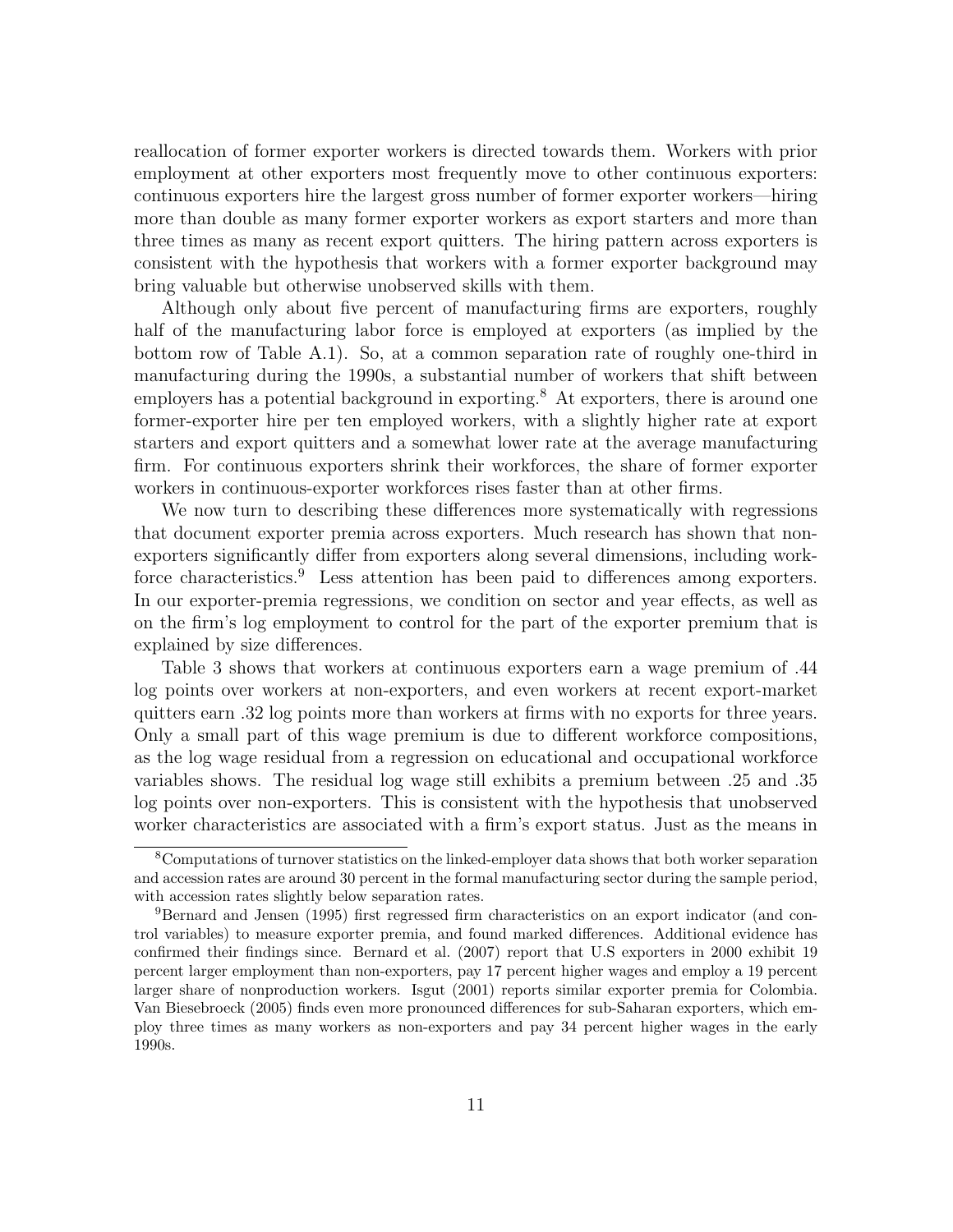reallocation of former exporter workers is directed towards them. Workers with prior employment at other exporters most frequently move to other continuous exporters: continuous exporters hire the largest gross number of former exporter workers—hiring more than double as many former exporter workers as export starters and more than three times as many as recent export quitters. The hiring pattern across exporters is consistent with the hypothesis that workers with a former exporter background may bring valuable but otherwise unobserved skills with them.

Although only about five percent of manufacturing firms are exporters, roughly half of the manufacturing labor force is employed at exporters (as implied by the bottom row of Table A.1). So, at a common separation rate of roughly one-third in manufacturing during the 1990s, a substantial number of workers that shift between employers has a potential background in exporting.[8] At exporters, there is around one former-exporter hire per ten employed workers, with a slightly higher rate at export starters and export quitters and a somewhat lower rate at the average manufacturing firm. For continuous exporters shrink their workforces, the share of former exporter workers in continuous-exporter workforces rises faster than at other firms.

We now turn to describing these differences more systematically with regressions that document exporter premia across exporters. Much research has shown that non-exporters significantly differ from exporters along several dimensions, including workforce characteristics.[9] Less attention has been paid to differences among exporters. In our exporter-premia regressions, we condition on sector and year effects, as well as on the firm's log employment to control for the part of the exporter premium that is explained by size differences.

Table 3 shows that workers at continuous exporters earn a wage premium of .44 log points over workers at non-exporters, and even workers at recent export-market quitters earn .32 log points more than workers at firms with no exports for three years. Only a small part of this wage premium is due to different workforce compositions, as the log wage residual from a regression on educational and occupational workforce variables shows. The residual log wage still exhibits a premium between .25 and .35 log points over non-exporters. This is consistent with the hypothesis that unobserved worker characteristics are associated with a firm's export status. Just as the means in

---

[8] Computations of turnover statistics on the linked-employer data shows that both worker separation and accession rates are around 30 percent in the formal manufacturing sector during the sample period, with accession rates slightly below separation rates.

[9] Bernard and Jensen (1995) first regressed firm characteristics on an export indicator (and control variables) to measure exporter premia, and found marked differences. Additional evidence has confirmed their findings since. Bernard et al. (2007) report that U.S exporters in 2000 exhibit 19 percent larger employment than non-exporters, pay 17 percent higher wages and employ a 19 percent larger share of nonproduction workers. Isgut (2001) reports similar exporter premia for Colombia. Van Biesebroeck (2005) finds even more pronounced differences for sub-Saharan exporters, which employ three times as many workers as non-exporters and pay 34 percent higher wages in the early 1990s.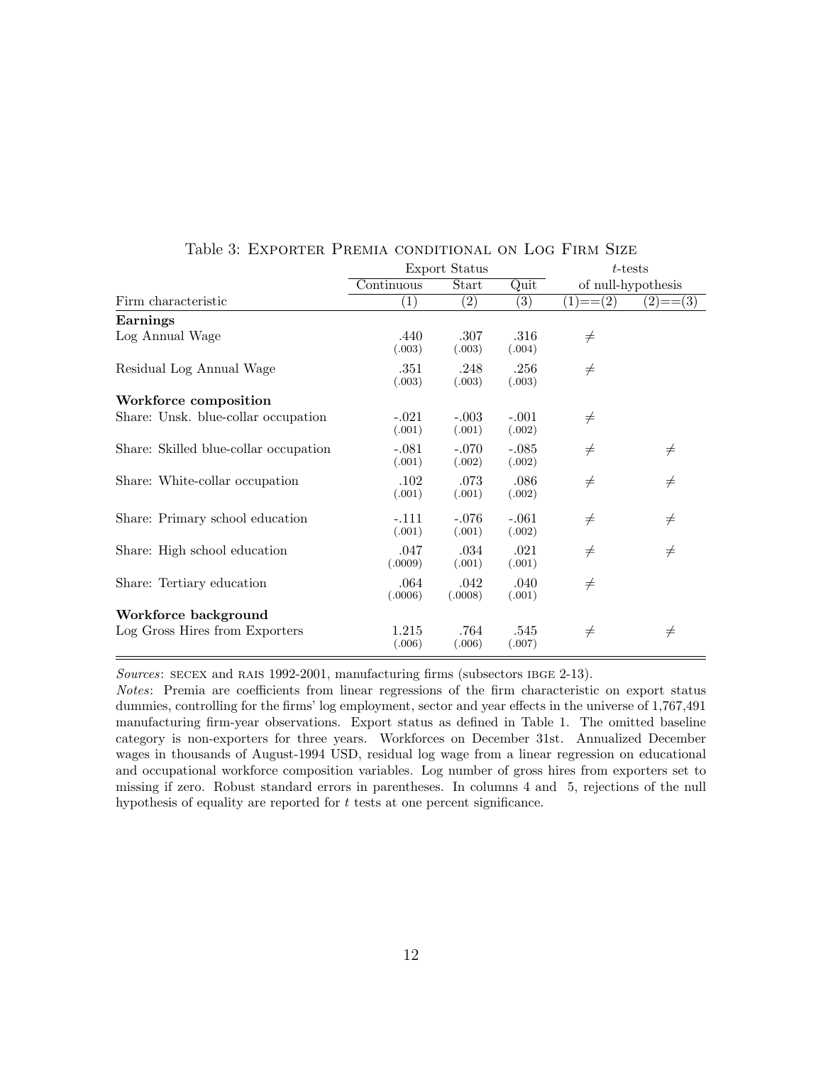Table 3: Exporter Premia conditional on Log Firm Size

| | Export Status | | | *t*-tests of null-hypothesis | |
|---|---|---|---|---|---|
| | Continuous | Start | Quit | | |
| Firm characteristic | (1) | (2) | (3) | (1)==(2) | (2)==(3) |
| **Earnings** | | | | | |
| Log Annual Wage | .440 (.003) | .307 (.003) | .316 (.004) | $\neq$ | |
| Residual Log Annual Wage | .351 (.003) | .248 (.003) | .256 (.003) | $\neq$ | |
| **Workforce composition** | | | | | |
| Share: Unsk. blue-collar occupation | -.021 (.001) | -.003 (.001) | -.001 (.002) | $\neq$ | |
| Share: Skilled blue-collar occupation | -.081 (.001) | -.070 (.002) | -.085 (.002) | $\neq$ | $\neq$ |
| Share: White-collar occupation | .102 (.001) | .073 (.001) | .086 (.002) | $\neq$ | $\neq$ |
| Share: Primary school education | -.111 (.001) | -.076 (.001) | -.061 (.002) | $\neq$ | $\neq$ |
| Share: High school education | .047 (.0009) | .034 (.001) | .021 (.001) | $\neq$ | $\neq$ |
| Share: Tertiary education | .064 (.0006) | .042 (.0008) | .040 (.001) | $\neq$ | |
| **Workforce background** | | | | | |
| Log Gross Hires from Exporters | 1.215 (.006) | .764 (.006) | .545 (.007) | $\neq$ | $\neq$ |

*Sources*: SECEX and RAIS 1992-2001, manufacturing firms (subsectors IBGE 2-13).

*Notes*: Premia are coefficients from linear regressions of the firm characteristic on export status dummies, controlling for the firms' log employment, sector and year effects in the universe of 1,767,491 manufacturing firm-year observations. Export status as defined in Table 1. The omitted baseline category is non-exporters for three years. Workforces on December 31st. Annualized December wages in thousands of August-1994 USD, residual log wage from a linear regression on educational and occupational workforce composition variables. Log number of gross hires from exporters set to missing if zero. Robust standard errors in parentheses. In columns 4 and 5, rejections of the null hypothesis of equality are reported for $t$ tests at one percent significance.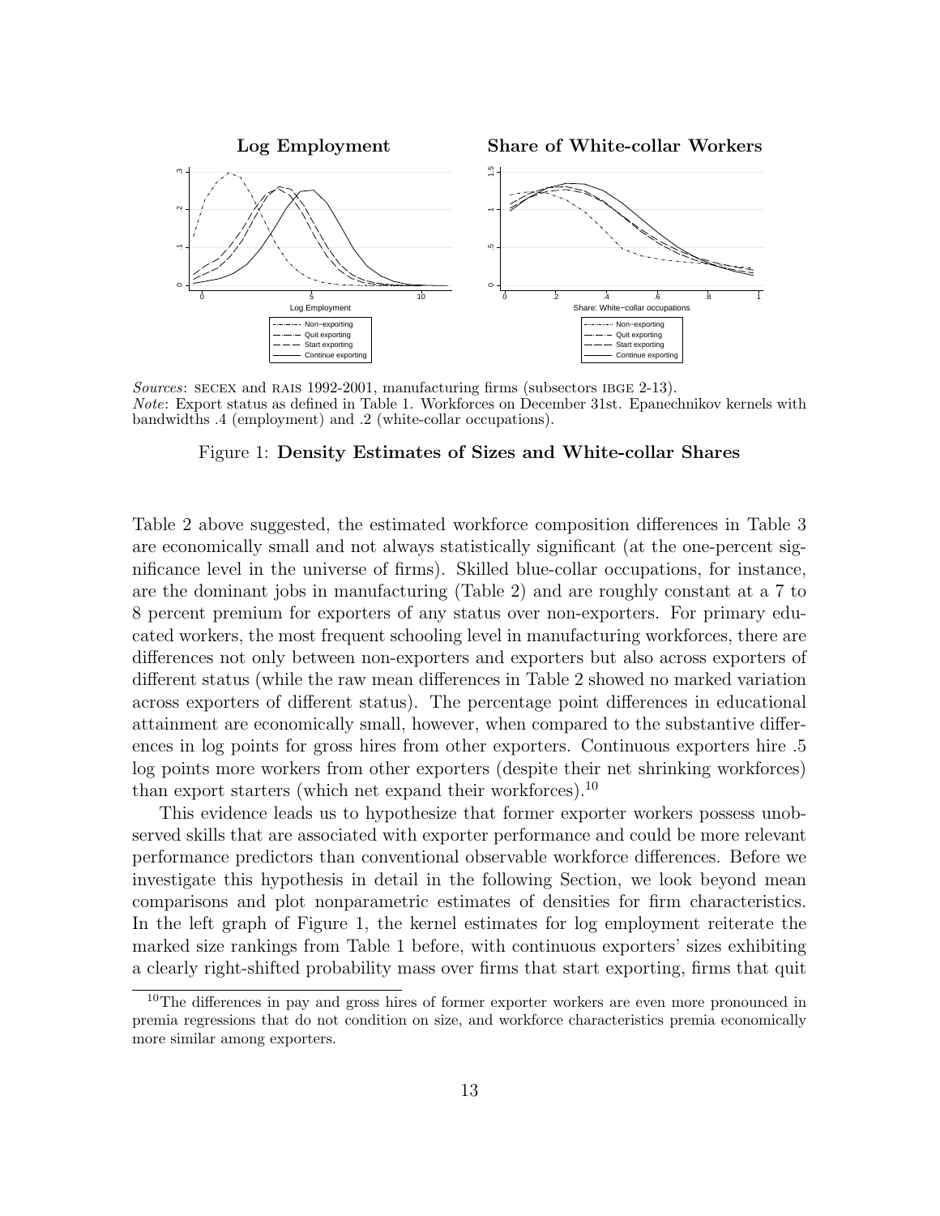**Log Employment**

.3
.2
.1
0
0
5
10
Log Employment

Non−exporting
Quit exporting
Start exporting
Continue exporting

**Share of White-collar Workers**

1.5
1
.5
0
0
.2
.4
.6
.8
1
Share: White−collar occupations

Non−exporting
Quit exporting
Start exporting
Continue exporting

*Sources*: SECEX and RAIS 1992-2001, manufacturing firms (subsectors IBGE 2-13).
*Note*: Export status as defined in Table 1. Workforces on December 31st. Epanechnikov kernels with bandwidths .4 (employment) and .2 (white-collar occupations).

Figure 1: **Density Estimates of Sizes and White-collar Shares**

Table 2 above suggested, the estimated workforce composition differences in Table 3 are economically small and not always statistically significant (at the one-percent significance level in the universe of firms). Skilled blue-collar occupations, for instance, are the dominant jobs in manufacturing (Table 2) and are roughly constant at a 7 to 8 percent premium for exporters of any status over non-exporters. For primary educated workers, the most frequent schooling level in manufacturing workforces, there are differences not only between non-exporters and exporters but also across exporters of different status (while the raw mean differences in Table 2 showed no marked variation across exporters of different status). The percentage point differences in educational attainment are economically small, however, when compared to the substantive differences in log points for gross hires from other exporters. Continuous exporters hire .5 log points more workers from other exporters (despite their net shrinking workforces) than export starters (which net expand their workforces).[10]

This evidence leads us to hypothesize that former exporter workers possess unobserved skills that are associated with exporter performance and could be more relevant performance predictors than conventional observable workforce differences. Before we investigate this hypothesis in detail in the following Section, we look beyond mean comparisons and plot nonparametric estimates of densities for firm characteristics. In the left graph of Figure 1, the kernel estimates for log employment reiterate the marked size rankings from Table 1 before, with continuous exporters' sizes exhibiting a clearly right-shifted probability mass over firms that start exporting, firms that quit

[10]The differences in pay and gross hires of former exporter workers are even more pronounced in premia regressions that do not condition on size, and workforce characteristics premia economically more similar among exporters.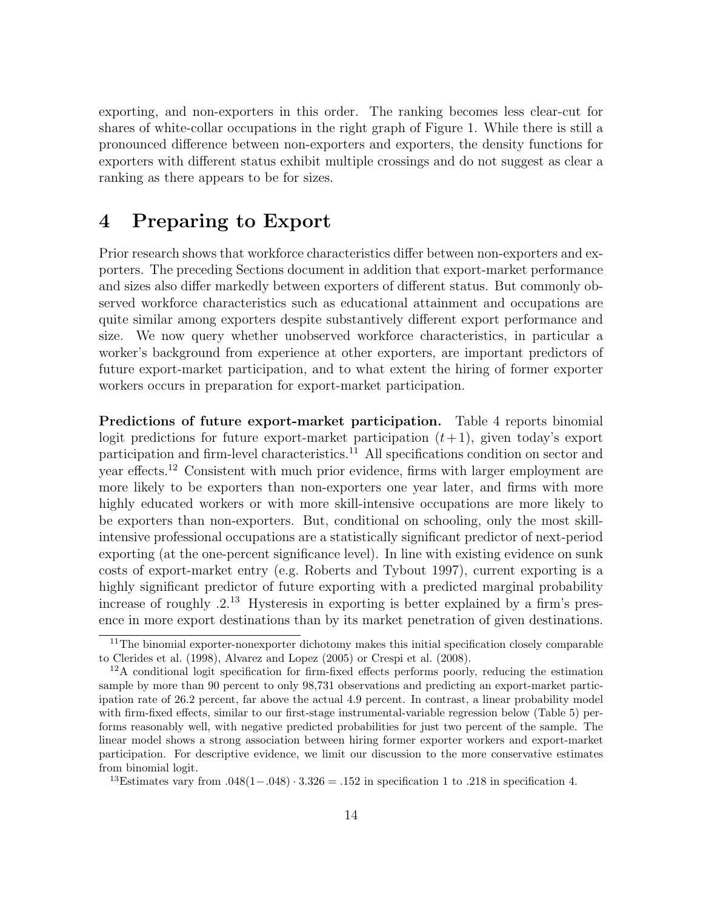exporting, and non-exporters in this order. The ranking becomes less clear-cut for shares of white-collar occupations in the right graph of Figure 1. While there is still a pronounced difference between non-exporters and exporters, the density functions for exporters with different status exhibit multiple crossings and do not suggest as clear a ranking as there appears to be for sizes.

# 4 Preparing to Export

Prior research shows that workforce characteristics differ between non-exporters and exporters. The preceding Sections document in addition that export-market performance and sizes also differ markedly between exporters of different status. But commonly observed workforce characteristics such as educational attainment and occupations are quite similar among exporters despite substantively different export performance and size. We now query whether unobserved workforce characteristics, in particular a worker's background from experience at other exporters, are important predictors of future export-market participation, and to what extent the hiring of former exporter workers occurs in preparation for export-market participation.

**Predictions of future export-market participation.** Table 4 reports binomial logit predictions for future export-market participation $(t+1)$, given today's export participation and firm-level characteristics.[11] All specifications condition on sector and year effects.[12] Consistent with much prior evidence, firms with larger employment are more likely to be exporters than non-exporters one year later, and firms with more highly educated workers or with more skill-intensive occupations are more likely to be exporters than non-exporters. But, conditional on schooling, only the most skill-intensive professional occupations are a statistically significant predictor of next-period exporting (at the one-percent significance level). In line with existing evidence on sunk costs of export-market entry (e.g. Roberts and Tybout 1997), current exporting is a highly significant predictor of future exporting with a predicted marginal probability increase of roughly .2.[13] Hysteresis in exporting is better explained by a firm's presence in more export destinations than by its market penetration of given destinations.

[11] The binomial exporter-nonexporter dichotomy makes this initial specification closely comparable to Clerides et al. (1998), Alvarez and Lopez (2005) or Crespi et al. (2008).

[12] A conditional logit specification for firm-fixed effects performs poorly, reducing the estimation sample by more than 90 percent to only 98,731 observations and predicting an export-market participation rate of 26.2 percent, far above the actual 4.9 percent. In contrast, a linear probability model with firm-fixed effects, similar to our first-stage instrumental-variable regression below (Table 5) performs reasonably well, with negative predicted probabilities for just two percent of the sample. The linear model shows a strong association between hiring former exporter workers and export-market participation. For descriptive evidence, we limit our discussion to the more conservative estimates from binomial logit.

[13] Estimates vary from $.048(1-.048)\cdot 3.326 = .152$ in specification 1 to .218 in specification 4.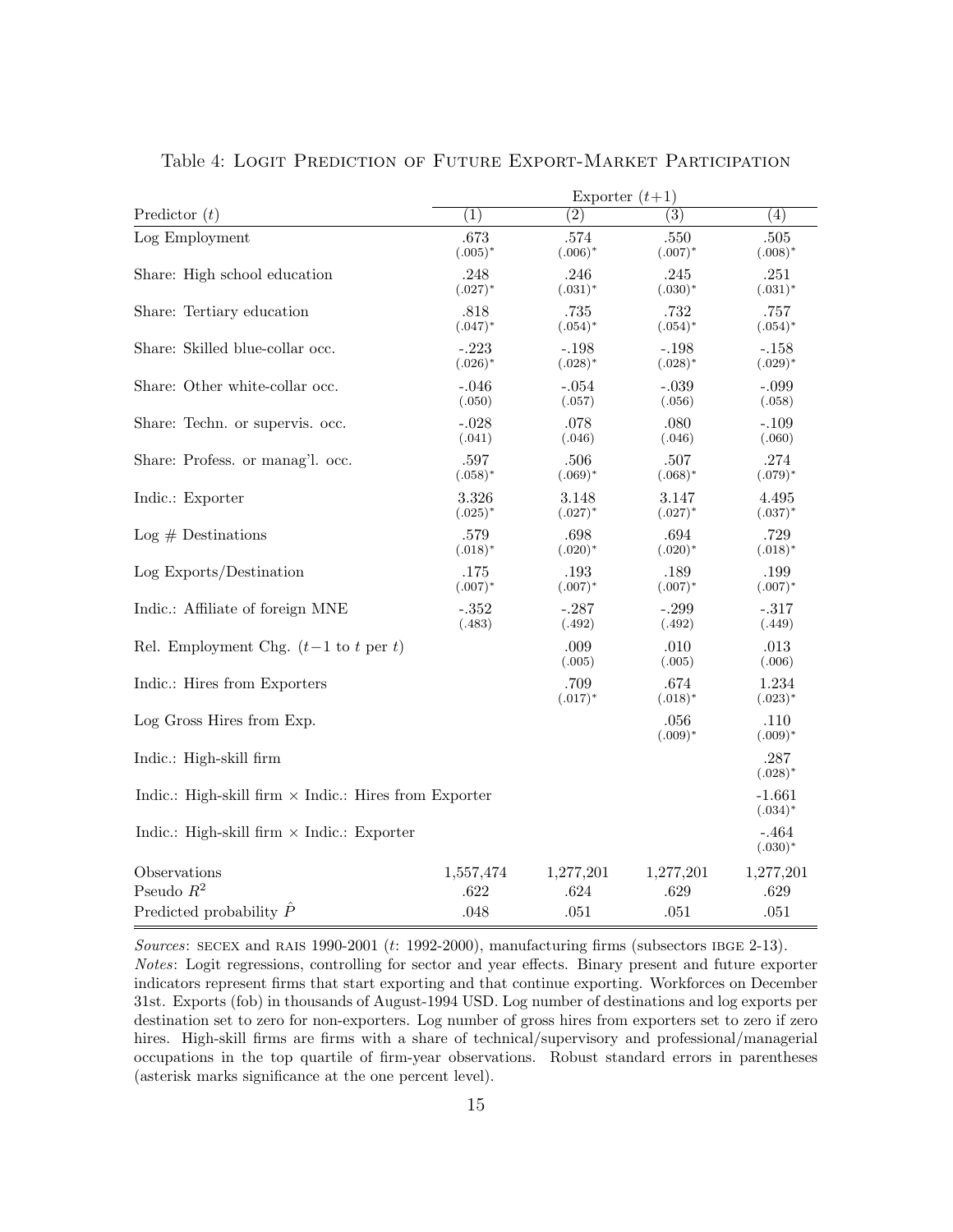Table 4: Logit Prediction of Future Export-Market Participation

| Predictor ($t$) | Exporter ($t$+1) (1) | (2) | (3) | (4) |
|---|---|---|---|---|
| Log Employment | .673 (.005)* | .574 (.006)* | .550 (.007)* | .505 (.008)* |
| Share: High school education | .248 (.027)* | .246 (.031)* | .245 (.030)* | .251 (.031)* |
| Share: Tertiary education | .818 (.047)* | .735 (.054)* | .732 (.054)* | .757 (.054)* |
| Share: Skilled blue-collar occ. | -.223 (.026)* | -.198 (.028)* | -.198 (.028)* | -.158 (.029)* |
| Share: Other white-collar occ. | -.046 (.050) | -.054 (.057) | -.039 (.056) | -.099 (.058) |
| Share: Techn. or supervis. occ. | -.028 (.041) | .078 (.046) | .080 (.046) | -.109 (.060) |
| Share: Profess. or manag'l. occ. | .597 (.058)* | .506 (.069)* | .507 (.068)* | .274 (.079)* |
| Indic.: Exporter | 3.326 (.025)* | 3.148 (.027)* | 3.147 (.027)* | 4.495 (.037)* |
| Log # Destinations | .579 (.018)* | .698 (.020)* | .694 (.020)* | .729 (.018)* |
| Log Exports/Destination | .175 (.007)* | .193 (.007)* | .189 (.007)* | .199 (.007)* |
| Indic.: Affiliate of foreign MNE | -.352 (.483) | -.287 (.492) | -.299 (.492) | -.317 (.449) |
| Rel. Employment Chg. ($t-1$ to $t$ per $t$) | | .009 (.005) | .010 (.005) | .013 (.006) |
| Indic.: Hires from Exporters | | .709 (.017)* | .674 (.018)* | 1.234 (.023)* |
| Log Gross Hires from Exp. | | | .056 (.009)* | .110 (.009)* |
| Indic.: High-skill firm | | | | .287 (.028)* |
| Indic.: High-skill firm × Indic.: Hires from Exporter | | | | -1.661 (.034)* |
| Indic.: High-skill firm × Indic.: Exporter | | | | -.464 (.030)* |
| Observations | 1,557,474 | 1,277,201 | 1,277,201 | 1,277,201 |
| Pseudo $R^2$ | .622 | .624 | .629 | .629 |
| Predicted probability $\hat{P}$ | .048 | .051 | .051 | .051 |

*Sources*: SECEX and RAIS 1990-2001 ($t$: 1992-2000), manufacturing firms (subsectors IBGE 2-13).
*Notes*: Logit regressions, controlling for sector and year effects. Binary present and future exporter indicators represent firms that start exporting and that continue exporting. Workforces on December 31st. Exports (fob) in thousands of August-1994 USD. Log number of destinations and log exports per destination set to zero for non-exporters. Log number of gross hires from exporters set to zero if zero hires. High-skill firms are firms with a share of technical/supervisory and professional/managerial occupations in the top quartile of firm-year observations. Robust standard errors in parentheses (asterisk marks significance at the one percent level).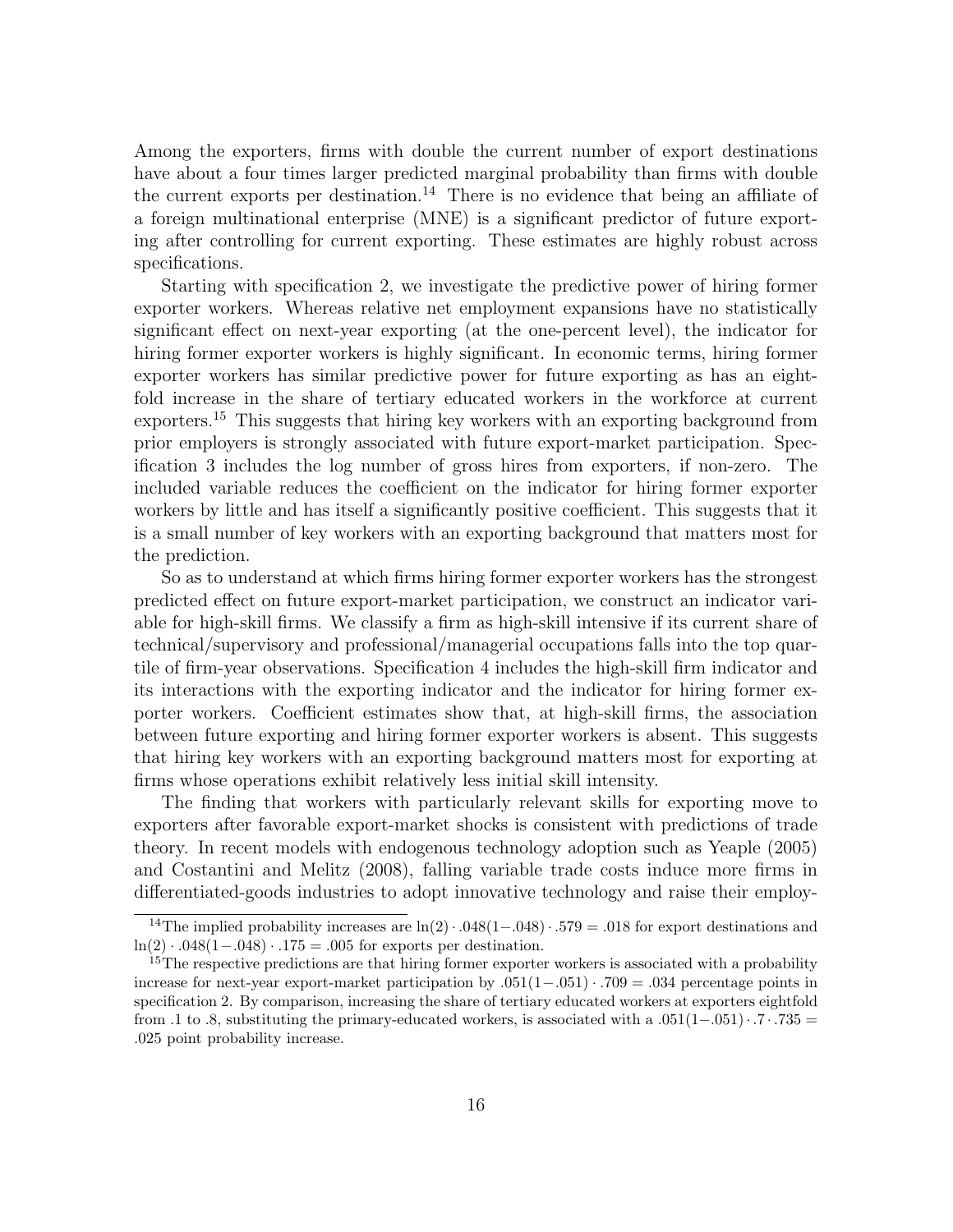Among the exporters, firms with double the current number of export destinations have about a four times larger predicted marginal probability than firms with double the current exports per destination.[14] There is no evidence that being an affiliate of a foreign multinational enterprise (MNE) is a significant predictor of future exporting after controlling for current exporting. These estimates are highly robust across specifications.

Starting with specification 2, we investigate the predictive power of hiring former exporter workers. Whereas relative net employment expansions have no statistically significant effect on next-year exporting (at the one-percent level), the indicator for hiring former exporter workers is highly significant. In economic terms, hiring former exporter workers has similar predictive power for future exporting as has an eight-fold increase in the share of tertiary educated workers in the workforce at current exporters.[15] This suggests that hiring key workers with an exporting background from prior employers is strongly associated with future export-market participation. Specification 3 includes the log number of gross hires from exporters, if non-zero. The included variable reduces the coefficient on the indicator for hiring former exporter workers by little and has itself a significantly positive coefficient. This suggests that it is a small number of key workers with an exporting background that matters most for the prediction.

So as to understand at which firms hiring former exporter workers has the strongest predicted effect on future export-market participation, we construct an indicator variable for high-skill firms. We classify a firm as high-skill intensive if its current share of technical/supervisory and professional/managerial occupations falls into the top quartile of firm-year observations. Specification 4 includes the high-skill firm indicator and its interactions with the exporting indicator and the indicator for hiring former exporter workers. Coefficient estimates show that, at high-skill firms, the association between future exporting and hiring former exporter workers is absent. This suggests that hiring key workers with an exporting background matters most for exporting at firms whose operations exhibit relatively less initial skill intensity.

The finding that workers with particularly relevant skills for exporting move to exporters after favorable export-market shocks is consistent with predictions of trade theory. In recent models with endogenous technology adoption such as Yeaple (2005) and Costantini and Melitz (2008), falling variable trade costs induce more firms in differentiated-goods industries to adopt innovative technology and raise their employ-

[14] The implied probability increases are $\ln(2) \cdot .048(1-.048) \cdot .579 = .018$ for export destinations and $\ln(2) \cdot .048(1-.048) \cdot .175 = .005$ for exports per destination.

[15] The respective predictions are that hiring former exporter workers is associated with a probability increase for next-year export-market participation by $.051(1-.051) \cdot .709 = .034$ percentage points in specification 2. By comparison, increasing the share of tertiary educated workers at exporters eightfold from .1 to .8, substituting the primary-educated workers, is associated with a $.051(1-.051) \cdot .7 \cdot .735 = .025$ point probability increase.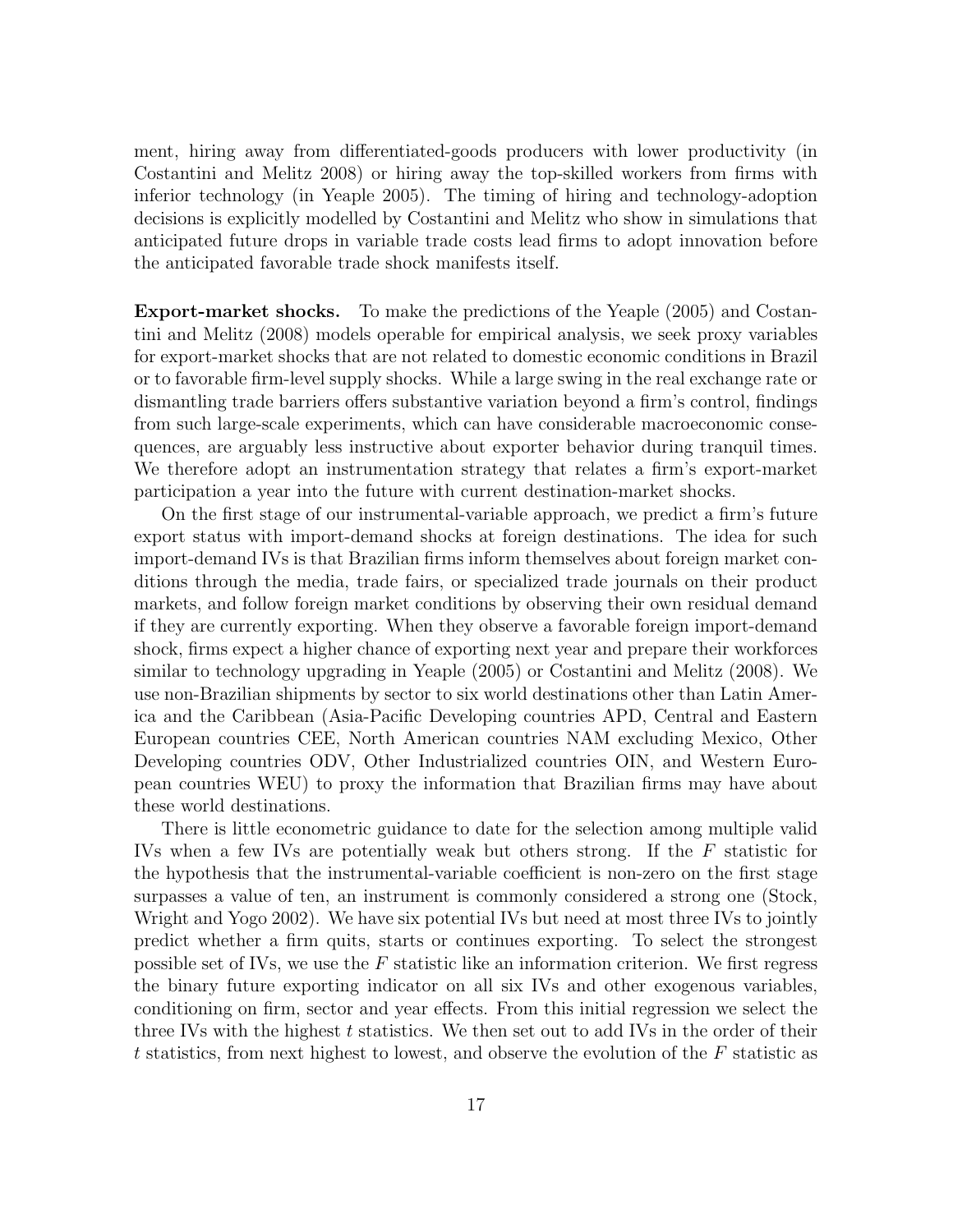ment, hiring away from differentiated-goods producers with lower productivity (in Costantini and Melitz 2008) or hiring away the top-skilled workers from firms with inferior technology (in Yeaple 2005). The timing of hiring and technology-adoption decisions is explicitly modelled by Costantini and Melitz who show in simulations that anticipated future drops in variable trade costs lead firms to adopt innovation before the anticipated favorable trade shock manifests itself.

**Export-market shocks.** To make the predictions of the Yeaple (2005) and Costantini and Melitz (2008) models operable for empirical analysis, we seek proxy variables for export-market shocks that are not related to domestic economic conditions in Brazil or to favorable firm-level supply shocks. While a large swing in the real exchange rate or dismantling trade barriers offers substantive variation beyond a firm's control, findings from such large-scale experiments, which can have considerable macroeconomic consequences, are arguably less instructive about exporter behavior during tranquil times. We therefore adopt an instrumentation strategy that relates a firm's export-market participation a year into the future with current destination-market shocks.

On the first stage of our instrumental-variable approach, we predict a firm's future export status with import-demand shocks at foreign destinations. The idea for such import-demand IVs is that Brazilian firms inform themselves about foreign market conditions through the media, trade fairs, or specialized trade journals on their product markets, and follow foreign market conditions by observing their own residual demand if they are currently exporting. When they observe a favorable foreign import-demand shock, firms expect a higher chance of exporting next year and prepare their workforces similar to technology upgrading in Yeaple (2005) or Costantini and Melitz (2008). We use non-Brazilian shipments by sector to six world destinations other than Latin America and the Caribbean (Asia-Pacific Developing countries APD, Central and Eastern European countries CEE, North American countries NAM excluding Mexico, Other Developing countries ODV, Other Industrialized countries OIN, and Western European countries WEU) to proxy the information that Brazilian firms may have about these world destinations.

There is little econometric guidance to date for the selection among multiple valid IVs when a few IVs are potentially weak but others strong. If the $F$ statistic for the hypothesis that the instrumental-variable coefficient is non-zero on the first stage surpasses a value of ten, an instrument is commonly considered a strong one (Stock, Wright and Yogo 2002). We have six potential IVs but need at most three IVs to jointly predict whether a firm quits, starts or continues exporting. To select the strongest possible set of IVs, we use the $F$ statistic like an information criterion. We first regress the binary future exporting indicator on all six IVs and other exogenous variables, conditioning on firm, sector and year effects. From this initial regression we select the three IVs with the highest $t$ statistics. We then set out to add IVs in the order of their $t$ statistics, from next highest to lowest, and observe the evolution of the $F$ statistic as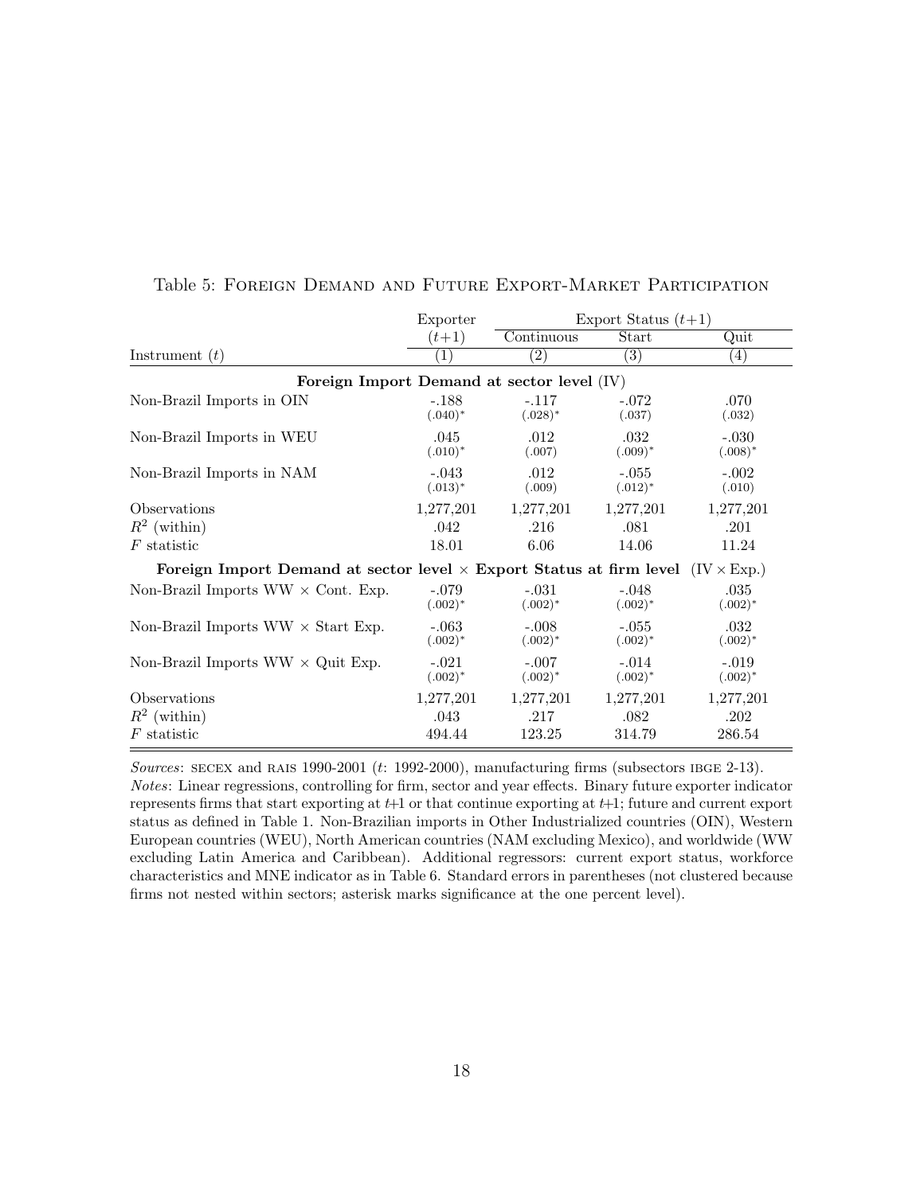Table 5: FOREIGN DEMAND AND FUTURE EXPORT-MARKET PARTICIPATION

| | Exporter | Export Status $(t+1)$ | | |
|---|---|---|---|---|
| | $(t+1)$ | Continuous | Start | Quit |
| Instrument $(t)$ | (1) | (2) | (3) | (4) |
| **Foreign Import Demand at sector level** (IV) | | | | |
| Non-Brazil Imports in OIN | -.188 | -.117 | -.072 | .070 |
| | (.040)* | (.028)* | (.037) | (.032) |
| Non-Brazil Imports in WEU | .045 | .012 | .032 | -.030 |
| | (.010)* | (.007) | (.009)* | (.008)* |
| Non-Brazil Imports in NAM | -.043 | .012 | -.055 | -.002 |
| | (.013)* | (.009) | (.012)* | (.010) |
| Observations | 1,277,201 | 1,277,201 | 1,277,201 | 1,277,201 |
| $R^2$ (within) | .042 | .216 | .081 | .201 |
| $F$ statistic | 18.01 | 6.06 | 14.06 | 11.24 |
| **Foreign Import Demand at sector level × Export Status at firm level** (IV × Exp.) | | | | |
| Non-Brazil Imports WW × Cont. Exp. | -.079 | -.031 | -.048 | .035 |
| | (.002)* | (.002)* | (.002)* | (.002)* |
| Non-Brazil Imports WW × Start Exp. | -.063 | -.008 | -.055 | .032 |
| | (.002)* | (.002)* | (.002)* | (.002)* |
| Non-Brazil Imports WW × Quit Exp. | -.021 | -.007 | -.014 | -.019 |
| | (.002)* | (.002)* | (.002)* | (.002)* |
| Observations | 1,277,201 | 1,277,201 | 1,277,201 | 1,277,201 |
| $R^2$ (within) | .043 | .217 | .082 | .202 |
| $F$ statistic | 494.44 | 123.25 | 314.79 | 286.54 |

*Sources*: SECEX and RAIS 1990-2001 ($t$: 1992-2000), manufacturing firms (subsectors IBGE 2-13).
*Notes*: Linear regressions, controlling for firm, sector and year effects. Binary future exporter indicator represents firms that start exporting at $t+1$ or that continue exporting at $t+1$; future and current export status as defined in Table 1. Non-Brazilian imports in Other Industrialized countries (OIN), Western European countries (WEU), North American countries (NAM excluding Mexico), and worldwide (WW excluding Latin America and Caribbean). Additional regressors: current export status, workforce characteristics and MNE indicator as in Table 6. Standard errors in parentheses (not clustered because firms not nested within sectors; asterisk marks significance at the one percent level).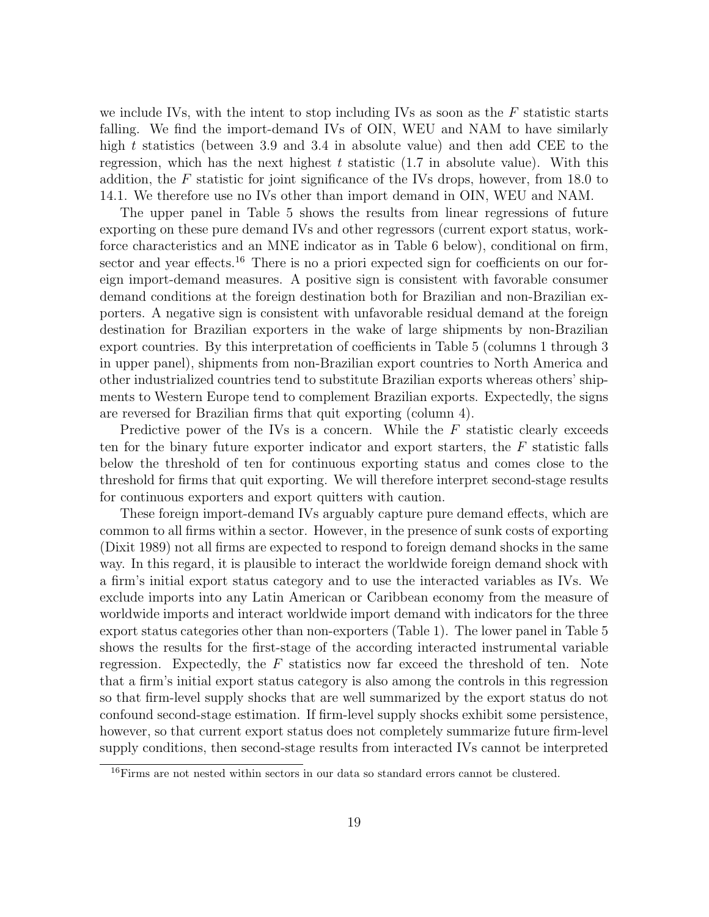we include IVs, with the intent to stop including IVs as soon as the $F$ statistic starts falling. We find the import-demand IVs of OIN, WEU and NAM to have similarly high $t$ statistics (between 3.9 and 3.4 in absolute value) and then add CEE to the regression, which has the next highest $t$ statistic (1.7 in absolute value). With this addition, the $F$ statistic for joint significance of the IVs drops, however, from 18.0 to 14.1. We therefore use no IVs other than import demand in OIN, WEU and NAM.

The upper panel in Table 5 shows the results from linear regressions of future exporting on these pure demand IVs and other regressors (current export status, workforce characteristics and an MNE indicator as in Table 6 below), conditional on firm, sector and year effects.[16] There is no a priori expected sign for coefficients on our foreign import-demand measures. A positive sign is consistent with favorable consumer demand conditions at the foreign destination both for Brazilian and non-Brazilian exporters. A negative sign is consistent with unfavorable residual demand at the foreign destination for Brazilian exporters in the wake of large shipments by non-Brazilian export countries. By this interpretation of coefficients in Table 5 (columns 1 through 3 in upper panel), shipments from non-Brazilian export countries to North America and other industrialized countries tend to substitute Brazilian exports whereas others' shipments to Western Europe tend to complement Brazilian exports. Expectedly, the signs are reversed for Brazilian firms that quit exporting (column 4).

Predictive power of the IVs is a concern. While the $F$ statistic clearly exceeds ten for the binary future exporter indicator and export starters, the $F$ statistic falls below the threshold of ten for continuous exporting status and comes close to the threshold for firms that quit exporting. We will therefore interpret second-stage results for continuous exporters and export quitters with caution.

These foreign import-demand IVs arguably capture pure demand effects, which are common to all firms within a sector. However, in the presence of sunk costs of exporting (Dixit 1989) not all firms are expected to respond to foreign demand shocks in the same way. In this regard, it is plausible to interact the worldwide foreign demand shock with a firm's initial export status category and to use the interacted variables as IVs. We exclude imports into any Latin American or Caribbean economy from the measure of worldwide imports and interact worldwide import demand with indicators for the three export status categories other than non-exporters (Table 1). The lower panel in Table 5 shows the results for the first-stage of the according interacted instrumental variable regression. Expectedly, the $F$ statistics now far exceed the threshold of ten. Note that a firm's initial export status category is also among the controls in this regression so that firm-level supply shocks that are well summarized by the export status do not confound second-stage estimation. If firm-level supply shocks exhibit some persistence, however, so that current export status does not completely summarize future firm-level supply conditions, then second-stage results from interacted IVs cannot be interpreted

[16] Firms are not nested within sectors in our data so standard errors cannot be clustered.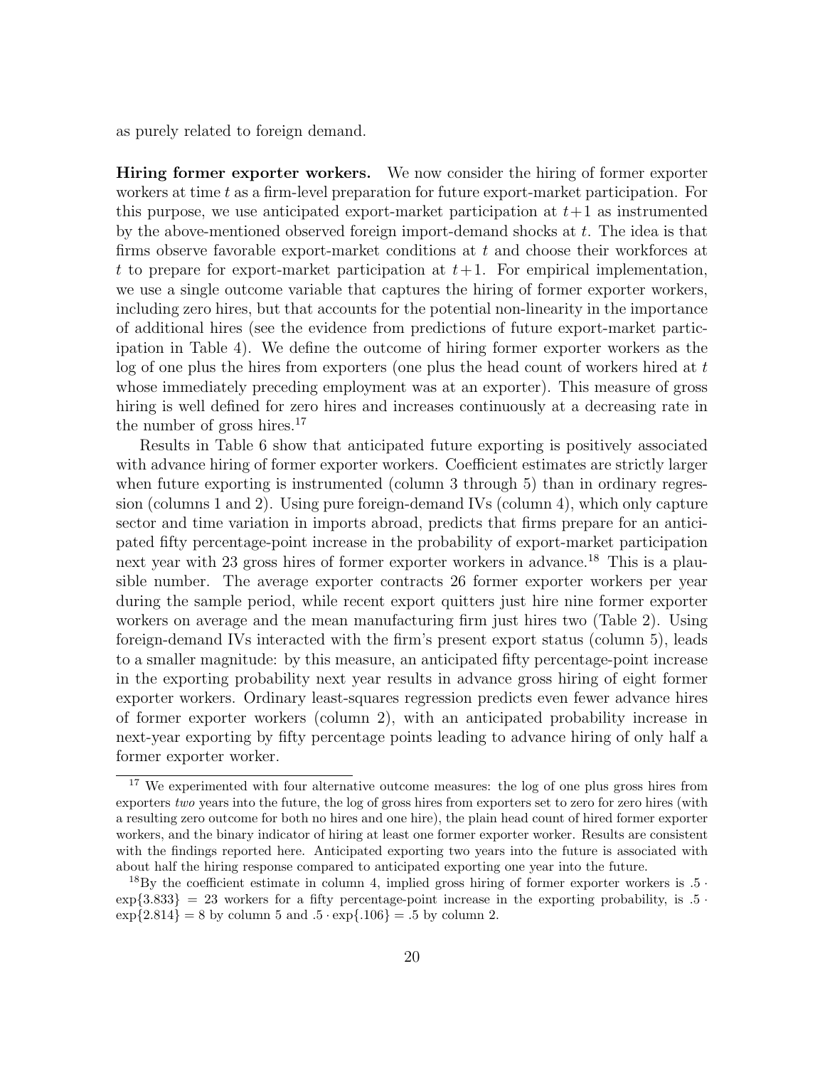as purely related to foreign demand.

**Hiring former exporter workers.** We now consider the hiring of former exporter workers at time $t$ as a firm-level preparation for future export-market participation. For this purpose, we use anticipated export-market participation at $t+1$ as instrumented by the above-mentioned observed foreign import-demand shocks at $t$. The idea is that firms observe favorable export-market conditions at $t$ and choose their workforces at $t$ to prepare for export-market participation at $t+1$. For empirical implementation, we use a single outcome variable that captures the hiring of former exporter workers, including zero hires, but that accounts for the potential non-linearity in the importance of additional hires (see the evidence from predictions of future export-market participation in Table 4). We define the outcome of hiring former exporter workers as the log of one plus the hires from exporters (one plus the head count of workers hired at $t$ whose immediately preceding employment was at an exporter). This measure of gross hiring is well defined for zero hires and increases continuously at a decreasing rate in the number of gross hires.[17]

Results in Table 6 show that anticipated future exporting is positively associated with advance hiring of former exporter workers. Coefficient estimates are strictly larger when future exporting is instrumented (column 3 through 5) than in ordinary regression (columns 1 and 2). Using pure foreign-demand IVs (column 4), which only capture sector and time variation in imports abroad, predicts that firms prepare for an anticipated fifty percentage-point increase in the probability of export-market participation next year with 23 gross hires of former exporter workers in advance.[18] This is a plausible number. The average exporter contracts 26 former exporter workers per year during the sample period, while recent export quitters just hire nine former exporter workers on average and the mean manufacturing firm just hires two (Table 2). Using foreign-demand IVs interacted with the firm's present export status (column 5), leads to a smaller magnitude: by this measure, an anticipated fifty percentage-point increase in the exporting probability next year results in advance gross hiring of eight former exporter workers. Ordinary least-squares regression predicts even fewer advance hires of former exporter workers (column 2), with an anticipated probability increase in next-year exporting by fifty percentage points leading to advance hiring of only half a former exporter worker.

[17] We experimented with four alternative outcome measures: the log of one plus gross hires from exporters *two* years into the future, the log of gross hires from exporters set to zero for zero hires (with a resulting zero outcome for both no hires and one hire), the plain head count of hired former exporter workers, and the binary indicator of hiring at least one former exporter worker. Results are consistent with the findings reported here. Anticipated exporting two years into the future is associated with about half the hiring response compared to anticipated exporting one year into the future.

[18] By the coefficient estimate in column 4, implied gross hiring of former exporter workers is $.5 \cdot \exp\{3.833\} = 23$ workers for a fifty percentage-point increase in the exporting probability, is $.5 \cdot \exp\{2.814\} = 8$ by column 5 and $.5 \cdot \exp\{.106\} = .5$ by column 2.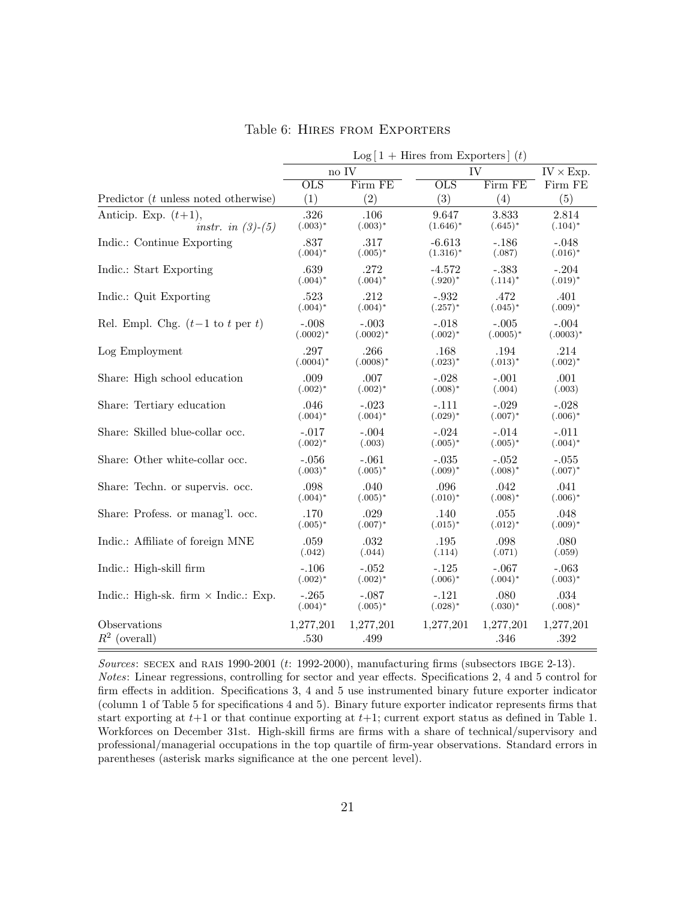Table 6: Hires from Exporters

| | Log [ 1 + Hires from Exporters ] ($t$) | | | | |
|---|---|---|---|---|---|
| | no IV | | IV | | IV × Exp. |
| | OLS | Firm FE | OLS | Firm FE | Firm FE |
| Predictor ($t$ unless noted otherwise) | (1) | (2) | (3) | (4) | (5) |
| Anticip. Exp. ($t$+1), *instr. in (3)-(5)* | .326 (.003)* | .106 (.003)* | 9.647 (1.646)* | 3.833 (.645)* | 2.814 (.104)* |
| Indic.: Continue Exporting | .837 (.004)* | .317 (.005)* | -6.613 (1.316)* | -.186 (.087) | -.048 (.016)* |
| Indic.: Start Exporting | .639 (.004)* | .272 (.004)* | -4.572 (.920)* | -.383 (.114)* | -.204 (.019)* |
| Indic.: Quit Exporting | .523 (.004)* | .212 (.004)* | -.932 (.257)* | .472 (.045)* | .401 (.009)* |
| Rel. Empl. Chg. ($t-1$ to $t$ per $t$) | -.008 (.0002)* | -.003 (.0002)* | -.018 (.002)* | -.005 (.0005)* | -.004 (.0003)* |
| Log Employment | .297 (.0004)* | .266 (.0008)* | .168 (.023)* | .194 (.013)* | .214 (.002)* |
| Share: High school education | .009 (.002)* | .007 (.002)* | -.028 (.008)* | -.001 (.004) | .001 (.003) |
| Share: Tertiary education | .046 (.004)* | -.023 (.004)* | -.111 (.029)* | -.029 (.007)* | -.028 (.006)* |
| Share: Skilled blue-collar occ. | -.017 (.002)* | -.004 (.003) | -.024 (.005)* | -.014 (.005)* | -.011 (.004)* |
| Share: Other white-collar occ. | -.056 (.003)* | -.061 (.005)* | -.035 (.009)* | -.052 (.008)* | -.055 (.007)* |
| Share: Techn. or supervis. occ. | .098 (.004)* | .040 (.005)* | .096 (.010)* | .042 (.008)* | .041 (.006)* |
| Share: Profess. or manag'l. occ. | .170 (.005)* | .029 (.007)* | .140 (.015)* | .055 (.012)* | .048 (.009)* |
| Indic.: Affiliate of foreign MNE | .059 (.042) | .032 (.044) | .195 (.114) | .098 (.071) | .080 (.059) |
| Indic.: High-skill firm | -.106 (.002)* | -.052 (.002)* | -.125 (.006)* | -.067 (.004)* | -.063 (.003)* |
| Indic.: High-sk. firm × Indic.: Exp. | -.265 (.004)* | -.087 (.005)* | -.121 (.028)* | .080 (.030)* | .034 (.008)* |
| Observations | 1,277,201 | 1,277,201 | 1,277,201 | 1,277,201 | 1,277,201 |
| $R^2$ (overall) | .530 | .499 | | .346 | .392 |

*Sources*: SECEX and RAIS 1990-2001 ($t$: 1992-2000), manufacturing firms (subsectors IBGE 2-13).
*Notes*: Linear regressions, controlling for sector and year effects. Specifications 2, 4 and 5 control for firm effects in addition. Specifications 3, 4 and 5 use instrumented binary future exporter indicator (column 1 of Table 5 for specifications 4 and 5). Binary future exporter indicator represents firms that start exporting at $t$+1 or that continue exporting at $t$+1; current export status as defined in Table 1. Workforces on December 31st. High-skill firms are firms with a share of technical/supervisory and professional/managerial occupations in the top quartile of firm-year observations. Standard errors in parentheses (asterisk marks significance at the one percent level).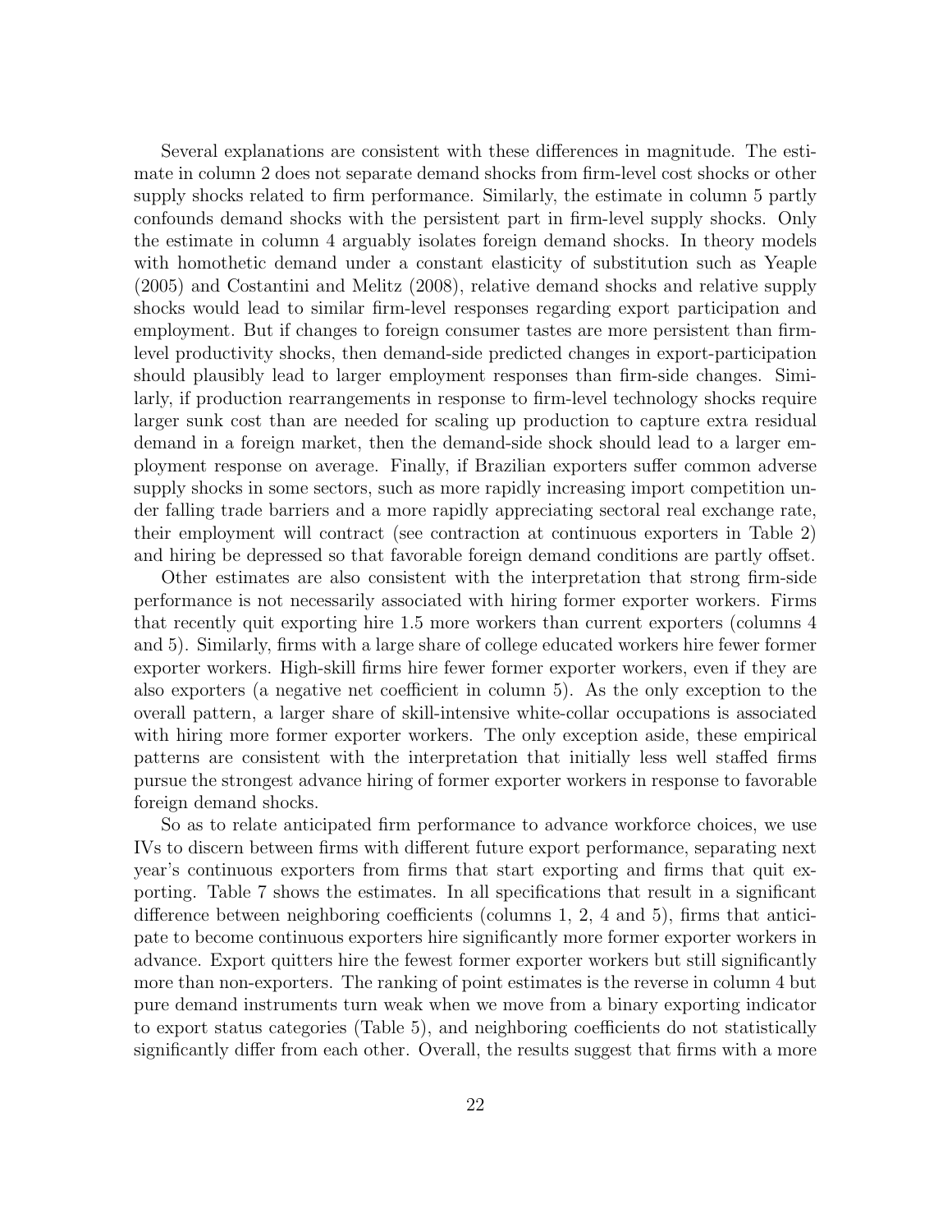Several explanations are consistent with these differences in magnitude. The estimate in column 2 does not separate demand shocks from firm-level cost shocks or other supply shocks related to firm performance. Similarly, the estimate in column 5 partly confounds demand shocks with the persistent part in firm-level supply shocks. Only the estimate in column 4 arguably isolates foreign demand shocks. In theory models with homothetic demand under a constant elasticity of substitution such as Yeaple (2005) and Costantini and Melitz (2008), relative demand shocks and relative supply shocks would lead to similar firm-level responses regarding export participation and employment. But if changes to foreign consumer tastes are more persistent than firm-level productivity shocks, then demand-side predicted changes in export-participation should plausibly lead to larger employment responses than firm-side changes. Similarly, if production rearrangements in response to firm-level technology shocks require larger sunk cost than are needed for scaling up production to capture extra residual demand in a foreign market, then the demand-side shock should lead to a larger employment response on average. Finally, if Brazilian exporters suffer common adverse supply shocks in some sectors, such as more rapidly increasing import competition under falling trade barriers and a more rapidly appreciating sectoral real exchange rate, their employment will contract (see contraction at continuous exporters in Table 2) and hiring be depressed so that favorable foreign demand conditions are partly offset.

Other estimates are also consistent with the interpretation that strong firm-side performance is not necessarily associated with hiring former exporter workers. Firms that recently quit exporting hire 1.5 more workers than current exporters (columns 4 and 5). Similarly, firms with a large share of college educated workers hire fewer former exporter workers. High-skill firms hire fewer former exporter workers, even if they are also exporters (a negative net coefficient in column 5). As the only exception to the overall pattern, a larger share of skill-intensive white-collar occupations is associated with hiring more former exporter workers. The only exception aside, these empirical patterns are consistent with the interpretation that initially less well staffed firms pursue the strongest advance hiring of former exporter workers in response to favorable foreign demand shocks.

So as to relate anticipated firm performance to advance workforce choices, we use IVs to discern between firms with different future export performance, separating next year's continuous exporters from firms that start exporting and firms that quit exporting. Table 7 shows the estimates. In all specifications that result in a significant difference between neighboring coefficients (columns 1, 2, 4 and 5), firms that anticipate to become continuous exporters hire significantly more former exporter workers in advance. Export quitters hire the fewest former exporter workers but still significantly more than non-exporters. The ranking of point estimates is the reverse in column 4 but pure demand instruments turn weak when we move from a binary exporting indicator to export status categories (Table 5), and neighboring coefficients do not statistically significantly differ from each other. Overall, the results suggest that firms with a more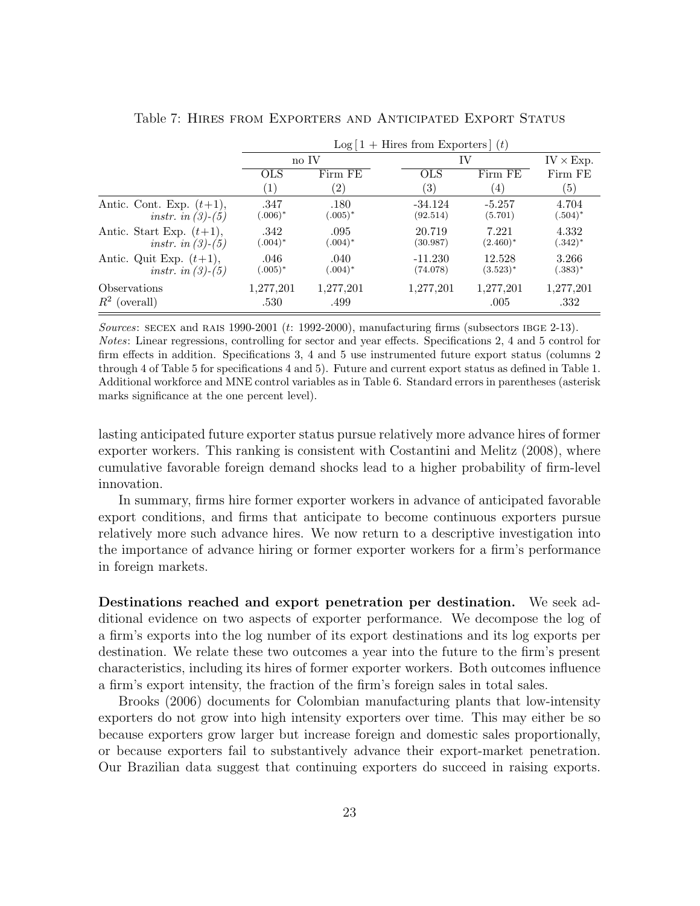Table 7: Hires from Exporters and Anticipated Export Status

| | Log [1 + Hires from Exporters] $(t)$ | | | | |
|---|---|---|---|---|---|
| | no IV | | IV | | IV × Exp. |
| | OLS | Firm FE | OLS | Firm FE | Firm FE |
| | (1) | (2) | (3) | (4) | (5) |
| Antic. Cont. Exp. $(t+1)$, *instr. in (3)-(5)* | .347 $(.006)^*$ | .180 $(.005)^*$ | -34.124 (92.514) | -5.257 (5.701) | 4.704 $(.504)^*$ |
| Antic. Start Exp. $(t+1)$, *instr. in (3)-(5)* | .342 $(.004)^*$ | .095 $(.004)^*$ | 20.719 (30.987) | 7.221 $(2.460)^*$ | 4.332 $(.342)^*$ |
| Antic. Quit Exp. $(t+1)$, *instr. in (3)-(5)* | .046 $(.005)^*$ | .040 $(.004)^*$ | -11.230 (74.078) | 12.528 $(3.523)^*$ | 3.266 $(.383)^*$ |
| Observations | 1,277,201 | 1,277,201 | 1,277,201 | 1,277,201 | 1,277,201 |
| $R^2$ (overall) | .530 | .499 | | .005 | .332 |

*Sources*: SECEX and RAIS 1990-2001 ($t$: 1992-2000), manufacturing firms (subsectors IBGE 2-13).
*Notes*: Linear regressions, controlling for sector and year effects. Specifications 2, 4 and 5 control for firm effects in addition. Specifications 3, 4 and 5 use instrumented future export status (columns 2 through 4 of Table 5 for specifications 4 and 5). Future and current export status as defined in Table 1. Additional workforce and MNE control variables as in Table 6. Standard errors in parentheses (asterisk marks significance at the one percent level).

lasting anticipated future exporter status pursue relatively more advance hires of former exporter workers. This ranking is consistent with Costantini and Melitz (2008), where cumulative favorable foreign demand shocks lead to a higher probability of firm-level innovation.

In summary, firms hire former exporter workers in advance of anticipated favorable export conditions, and firms that anticipate to become continuous exporters pursue relatively more such advance hires. We now return to a descriptive investigation into the importance of advance hiring or former exporter workers for a firm's performance in foreign markets.

**Destinations reached and export penetration per destination.** We seek additional evidence on two aspects of exporter performance. We decompose the log of a firm's exports into the log number of its export destinations and its log exports per destination. We relate these two outcomes a year into the future to the firm's present characteristics, including its hires of former exporter workers. Both outcomes influence a firm's export intensity, the fraction of the firm's foreign sales in total sales.

Brooks (2006) documents for Colombian manufacturing plants that low-intensity exporters do not grow into high intensity exporters over time. This may either be so because exporters grow larger but increase foreign and domestic sales proportionally, or because exporters fail to substantively advance their export-market penetration. Our Brazilian data suggest that continuing exporters do succeed in raising exports.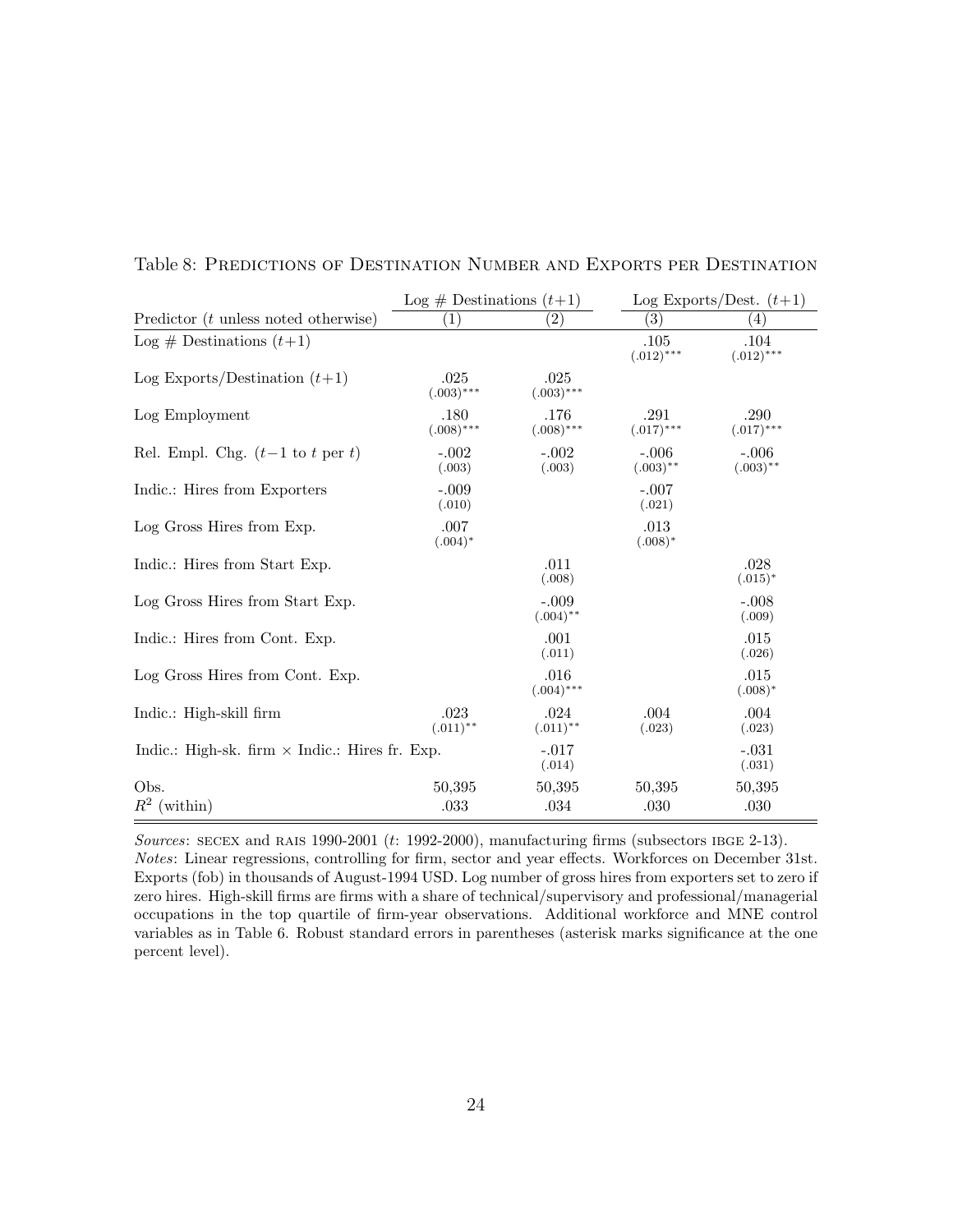Table 8: PREDICTIONS OF DESTINATION NUMBER AND EXPORTS PER DESTINATION

| | Log # Destinations ($t$+1) | | Log Exports/Dest. ($t$+1) | |
|---|---|---|---|---|
| Predictor ($t$ unless noted otherwise) | (1) | (2) | (3) | (4) |
| Log # Destinations ($t$+1) | | | .105 $(.012)^{***}$ | .104 $(.012)^{***}$ |
| Log Exports/Destination ($t$+1) | .025 $(.003)^{***}$ | .025 $(.003)^{***}$ | | |
| Log Employment | .180 $(.008)^{***}$ | .176 $(.008)^{***}$ | .291 $(.017)^{***}$ | .290 $(.017)^{***}$ |
| Rel. Empl. Chg. ($t$−1 to $t$ per $t$) | -.002 (.003) | -.002 (.003) | -.006 $(.003)^{**}$ | -.006 $(.003)^{**}$ |
| Indic.: Hires from Exporters | -.009 (.010) | | -.007 (.021) | |
| Log Gross Hires from Exp. | .007 $(.004)^{*}$ | | .013 $(.008)^{*}$ | |
| Indic.: Hires from Start Exp. | | .011 (.008) | | .028 $(.015)^{*}$ |
| Log Gross Hires from Start Exp. | | -.009 $(.004)^{**}$ | | -.008 (.009) |
| Indic.: Hires from Cont. Exp. | | .001 (.011) | | .015 (.026) |
| Log Gross Hires from Cont. Exp. | | .016 $(.004)^{***}$ | | .015 $(.008)^{*}$ |
| Indic.: High-skill firm | .023 $(.011)^{**}$ | .024 $(.011)^{**}$ | .004 (.023) | .004 (.023) |
| Indic.: High-sk. firm × Indic.: Hires fr. Exp. | | -.017 (.014) | | -.031 (.031) |
| Obs. | 50,395 | 50,395 | 50,395 | 50,395 |
| $R^2$ (within) | .033 | .034 | .030 | .030 |

*Sources*: SECEX and RAIS 1990-2001 ($t$: 1992-2000), manufacturing firms (subsectors IBGE 2-13).
*Notes*: Linear regressions, controlling for firm, sector and year effects. Workforces on December 31st. Exports (fob) in thousands of August-1994 USD. Log number of gross hires from exporters set to zero if zero hires. High-skill firms are firms with a share of technical/supervisory and professional/managerial occupations in the top quartile of firm-year observations. Additional workforce and MNE control variables as in Table 6. Robust standard errors in parentheses (asterisk marks significance at the one percent level).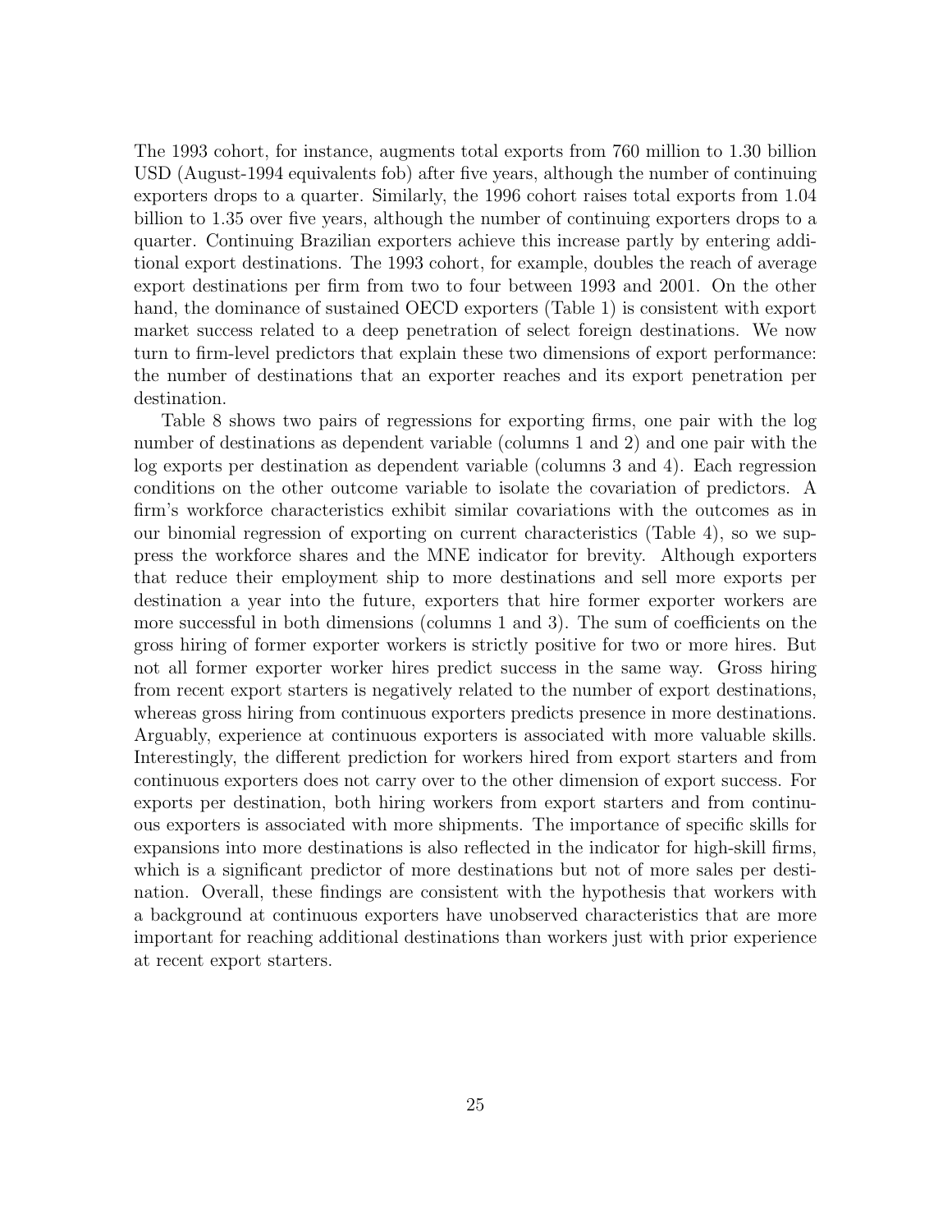The 1993 cohort, for instance, augments total exports from 760 million to 1.30 billion USD (August-1994 equivalents fob) after five years, although the number of continuing exporters drops to a quarter. Similarly, the 1996 cohort raises total exports from 1.04 billion to 1.35 over five years, although the number of continuing exporters drops to a quarter. Continuing Brazilian exporters achieve this increase partly by entering additional export destinations. The 1993 cohort, for example, doubles the reach of average export destinations per firm from two to four between 1993 and 2001. On the other hand, the dominance of sustained OECD exporters (Table 1) is consistent with export market success related to a deep penetration of select foreign destinations. We now turn to firm-level predictors that explain these two dimensions of export performance: the number of destinations that an exporter reaches and its export penetration per destination.

Table 8 shows two pairs of regressions for exporting firms, one pair with the log number of destinations as dependent variable (columns 1 and 2) and one pair with the log exports per destination as dependent variable (columns 3 and 4). Each regression conditions on the other outcome variable to isolate the covariation of predictors. A firm's workforce characteristics exhibit similar covariations with the outcomes as in our binomial regression of exporting on current characteristics (Table 4), so we suppress the workforce shares and the MNE indicator for brevity. Although exporters that reduce their employment ship to more destinations and sell more exports per destination a year into the future, exporters that hire former exporter workers are more successful in both dimensions (columns 1 and 3). The sum of coefficients on the gross hiring of former exporter workers is strictly positive for two or more hires. But not all former exporter worker hires predict success in the same way. Gross hiring from recent export starters is negatively related to the number of export destinations, whereas gross hiring from continuous exporters predicts presence in more destinations. Arguably, experience at continuous exporters is associated with more valuable skills. Interestingly, the different prediction for workers hired from export starters and from continuous exporters does not carry over to the other dimension of export success. For exports per destination, both hiring workers from export starters and from continuous exporters is associated with more shipments. The importance of specific skills for expansions into more destinations is also reflected in the indicator for high-skill firms, which is a significant predictor of more destinations but not of more sales per destination. Overall, these findings are consistent with the hypothesis that workers with a background at continuous exporters have unobserved characteristics that are more important for reaching additional destinations than workers just with prior experience at recent export starters.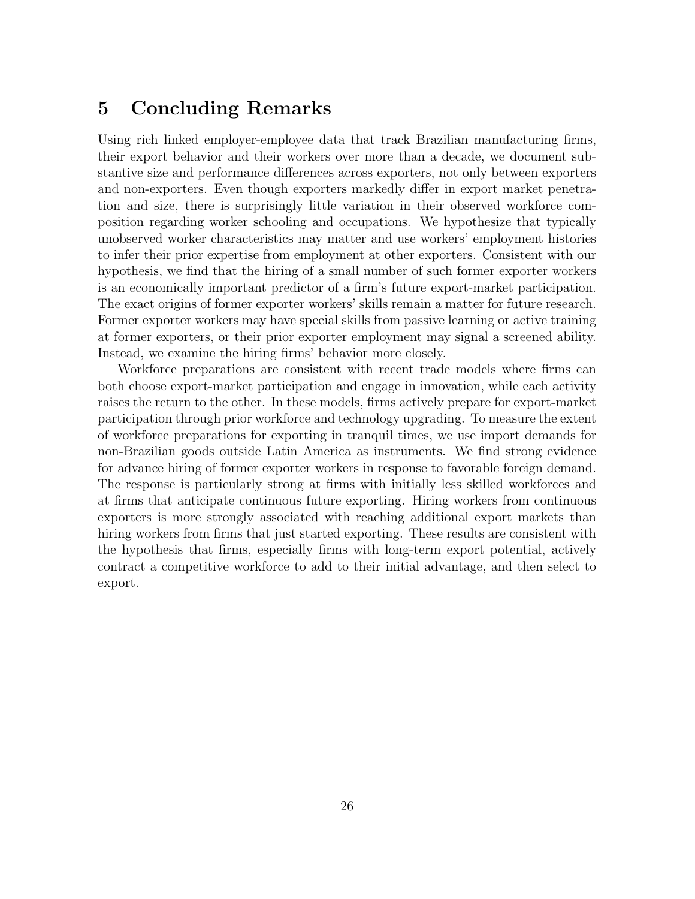## 5 Concluding Remarks

Using rich linked employer-employee data that track Brazilian manufacturing firms, their export behavior and their workers over more than a decade, we document substantive size and performance differences across exporters, not only between exporters and non-exporters. Even though exporters markedly differ in export market penetration and size, there is surprisingly little variation in their observed workforce composition regarding worker schooling and occupations. We hypothesize that typically unobserved worker characteristics may matter and use workers' employment histories to infer their prior expertise from employment at other exporters. Consistent with our hypothesis, we find that the hiring of a small number of such former exporter workers is an economically important predictor of a firm's future export-market participation. The exact origins of former exporter workers' skills remain a matter for future research. Former exporter workers may have special skills from passive learning or active training at former exporters, or their prior exporter employment may signal a screened ability. Instead, we examine the hiring firms' behavior more closely.

Workforce preparations are consistent with recent trade models where firms can both choose export-market participation and engage in innovation, while each activity raises the return to the other. In these models, firms actively prepare for export-market participation through prior workforce and technology upgrading. To measure the extent of workforce preparations for exporting in tranquil times, we use import demands for non-Brazilian goods outside Latin America as instruments. We find strong evidence for advance hiring of former exporter workers in response to favorable foreign demand. The response is particularly strong at firms with initially less skilled workforces and at firms that anticipate continuous future exporting. Hiring workers from continuous exporters is more strongly associated with reaching additional export markets than hiring workers from firms that just started exporting. These results are consistent with the hypothesis that firms, especially firms with long-term export potential, actively contract a competitive workforce to add to their initial advantage, and then select to export.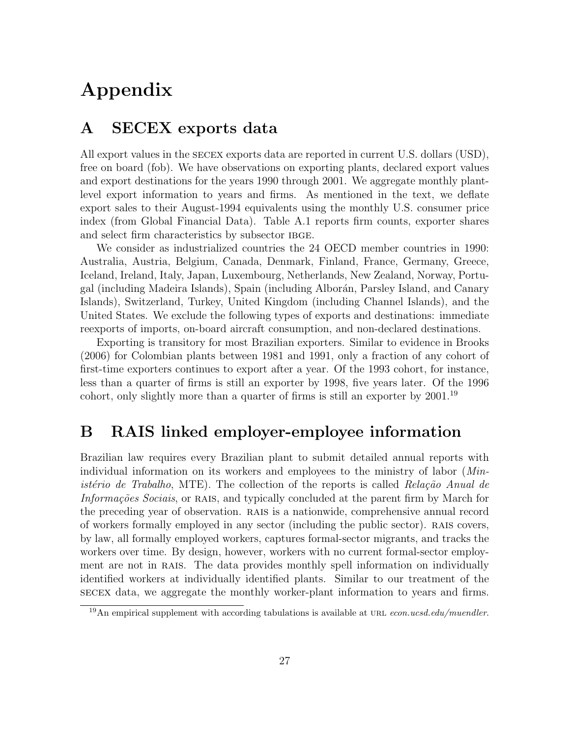# Appendix

## A SECEX exports data

All export values in the SECEX exports data are reported in current U.S. dollars (USD), free on board (fob). We have observations on exporting plants, declared export values and export destinations for the years 1990 through 2001. We aggregate monthly plant-level export information to years and firms. As mentioned in the text, we deflate export sales to their August-1994 equivalents using the monthly U.S. consumer price index (from Global Financial Data). Table A.1 reports firm counts, exporter shares and select firm characteristics by subsector IBGE.

We consider as industrialized countries the 24 OECD member countries in 1990: Australia, Austria, Belgium, Canada, Denmark, Finland, France, Germany, Greece, Iceland, Ireland, Italy, Japan, Luxembourg, Netherlands, New Zealand, Norway, Portugal (including Madeira Islands), Spain (including Alborán, Parsley Island, and Canary Islands), Switzerland, Turkey, United Kingdom (including Channel Islands), and the United States. We exclude the following types of exports and destinations: immediate reexports of imports, on-board aircraft consumption, and non-declared destinations.

Exporting is transitory for most Brazilian exporters. Similar to evidence in Brooks (2006) for Colombian plants between 1981 and 1991, only a fraction of any cohort of first-time exporters continues to export after a year. Of the 1993 cohort, for instance, less than a quarter of firms is still an exporter by 1998, five years later. Of the 1996 cohort, only slightly more than a quarter of firms is still an exporter by 2001.[19]

## B RAIS linked employer-employee information

Brazilian law requires every Brazilian plant to submit detailed annual reports with individual information on its workers and employees to the ministry of labor (*Ministério de Trabalho*, MTE). The collection of the reports is called *Relação Anual de Informações Sociais*, or RAIS, and typically concluded at the parent firm by March for the preceding year of observation. RAIS is a nationwide, comprehensive annual record of workers formally employed in any sector (including the public sector). RAIS covers, by law, all formally employed workers, captures formal-sector migrants, and tracks the workers over time. By design, however, workers with no current formal-sector employment are not in RAIS. The data provides monthly spell information on individually identified workers at individually identified plants. Similar to our treatment of the SECEX data, we aggregate the monthly worker-plant information to years and firms.

[19] An empirical supplement with according tabulations is available at URL *econ.ucsd.edu/muendler*.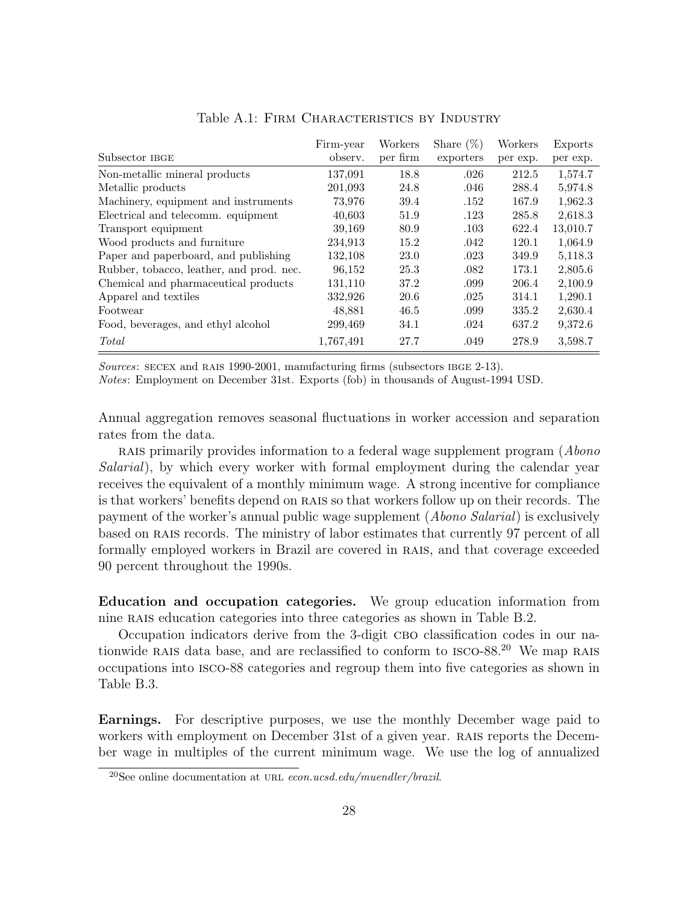Table A.1: Firm Characteristics by Industry

| Subsector IBGE | Firm-year observ. | Workers per firm | Share (%) exporters | Workers per exp. | Exports per exp. |
|---|---|---|---|---|---|
| Non-metallic mineral products | 137,091 | 18.8 | .026 | 212.5 | 1,574.7 |
| Metallic products | 201,093 | 24.8 | .046 | 288.4 | 5,974.8 |
| Machinery, equipment and instruments | 73,976 | 39.4 | .152 | 167.9 | 1,962.3 |
| Electrical and telecomm. equipment | 40,603 | 51.9 | .123 | 285.8 | 2,618.3 |
| Transport equipment | 39,169 | 80.9 | .103 | 622.4 | 13,010.7 |
| Wood products and furniture | 234,913 | 15.2 | .042 | 120.1 | 1,064.9 |
| Paper and paperboard, and publishing | 132,108 | 23.0 | .023 | 349.9 | 5,118.3 |
| Rubber, tobacco, leather, and prod. nec. | 96,152 | 25.3 | .082 | 173.1 | 2,805.6 |
| Chemical and pharmaceutical products | 131,110 | 37.2 | .099 | 206.4 | 2,100.9 |
| Apparel and textiles | 332,926 | 20.6 | .025 | 314.1 | 1,290.1 |
| Footwear | 48,881 | 46.5 | .099 | 335.2 | 2,630.4 |
| Food, beverages, and ethyl alcohol | 299,469 | 34.1 | .024 | 637.2 | 9,372.6 |
| *Total* | 1,767,491 | 27.7 | .049 | 278.9 | 3,598.7 |

*Sources*: SECEX and RAIS 1990-2001, manufacturing firms (subsectors IBGE 2-13).
*Notes*: Employment on December 31st. Exports (fob) in thousands of August-1994 USD.

Annual aggregation removes seasonal fluctuations in worker accession and separation rates from the data.

RAIS primarily provides information to a federal wage supplement program (*Abono Salarial*), by which every worker with formal employment during the calendar year receives the equivalent of a monthly minimum wage. A strong incentive for compliance is that workers' benefits depend on RAIS so that workers follow up on their records. The payment of the worker's annual public wage supplement (*Abono Salarial*) is exclusively based on RAIS records. The ministry of labor estimates that currently 97 percent of all formally employed workers in Brazil are covered in RAIS, and that coverage exceeded 90 percent throughout the 1990s.

**Education and occupation categories.** We group education information from nine RAIS education categories into three categories as shown in Table B.2.

Occupation indicators derive from the 3-digit CBO classification codes in our nationwide RAIS data base, and are reclassified to conform to ISCO-88.[20] We map RAIS occupations into ISCO-88 categories and regroup them into five categories as shown in Table B.3.

**Earnings.** For descriptive purposes, we use the monthly December wage paid to workers with employment on December 31st of a given year. RAIS reports the December wage in multiples of the current minimum wage. We use the log of annualized

[20] See online documentation at URL *econ.ucsd.edu/muendler/brazil*.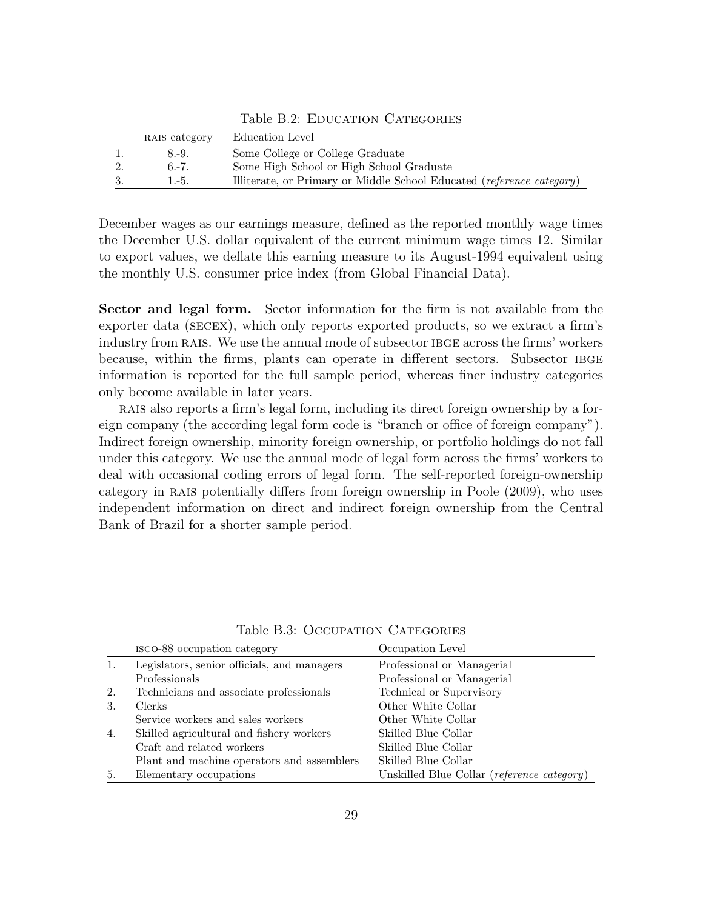Table B.2: Education Categories

| | RAIS category | Education Level |
|---|---|---|
| 1. | 8.-9. | Some College or College Graduate |
| 2. | 6.-7. | Some High School or High School Graduate |
| 3. | 1.-5. | Illiterate, or Primary or Middle School Educated (*reference category*) |

December wages as our earnings measure, defined as the reported monthly wage times the December U.S. dollar equivalent of the current minimum wage times 12. Similar to export values, we deflate this earning measure to its August-1994 equivalent using the monthly U.S. consumer price index (from Global Financial Data).

**Sector and legal form.** Sector information for the firm is not available from the exporter data (SECEX), which only reports exported products, so we extract a firm's industry from RAIS. We use the annual mode of subsector IBGE across the firms' workers because, within the firms, plants can operate in different sectors. Subsector IBGE information is reported for the full sample period, whereas finer industry categories only become available in later years.

RAIS also reports a firm's legal form, including its direct foreign ownership by a foreign company (the according legal form code is "branch or office of foreign company"). Indirect foreign ownership, minority foreign ownership, or portfolio holdings do not fall under this category. We use the annual mode of legal form across the firms' workers to deal with occasional coding errors of legal form. The self-reported foreign-ownership category in RAIS potentially differs from foreign ownership in Poole (2009), who uses independent information on direct and indirect foreign ownership from the Central Bank of Brazil for a shorter sample period.

Table B.3: Occupation Categories

| | ISCO-88 occupation category | Occupation Level |
|---|---|---|
| 1. | Legislators, senior officials, and managers | Professional or Managerial |
| | Professionals | Professional or Managerial |
| 2. | Technicians and associate professionals | Technical or Supervisory |
| 3. | Clerks | Other White Collar |
| | Service workers and sales workers | Other White Collar |
| 4. | Skilled agricultural and fishery workers | Skilled Blue Collar |
| | Craft and related workers | Skilled Blue Collar |
| | Plant and machine operators and assemblers | Skilled Blue Collar |
| 5. | Elementary occupations | Unskilled Blue Collar (*reference category*) |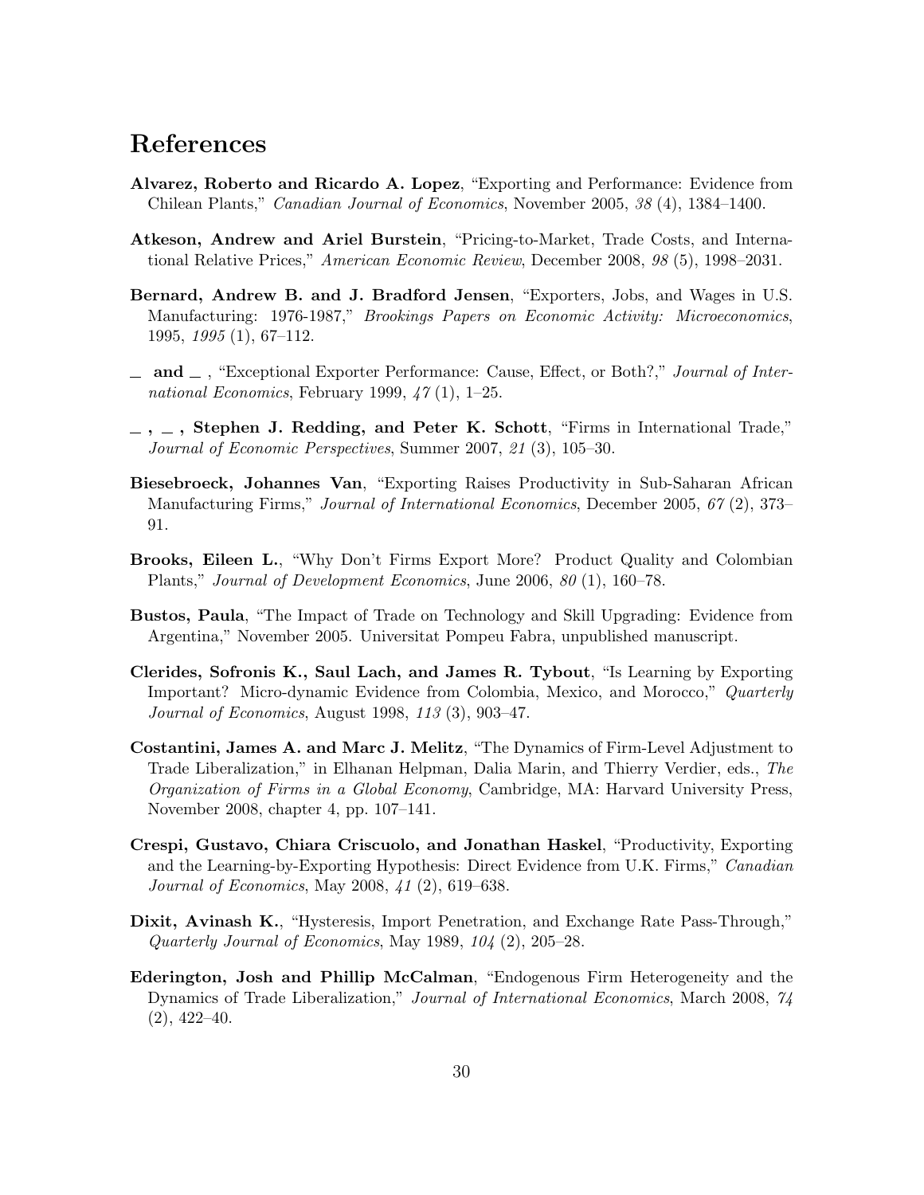## References

**Alvarez, Roberto and Ricardo A. Lopez**, "Exporting and Performance: Evidence from Chilean Plants," *Canadian Journal of Economics*, November 2005, *38* (4), 1384–1400.

**Atkeson, Andrew and Ariel Burstein**, "Pricing-to-Market, Trade Costs, and International Relative Prices," *American Economic Review*, December 2008, *98* (5), 1998–2031.

**Bernard, Andrew B. and J. Bradford Jensen**, "Exporters, Jobs, and Wages in U.S. Manufacturing: 1976-1987," *Brookings Papers on Economic Activity: Microeconomics*, 1995, *1995* (1), 67–112.

**_ and _** , "Exceptional Exporter Performance: Cause, Effect, or Both?," *Journal of International Economics*, February 1999, *47* (1), 1–25.

**_ , _ , Stephen J. Redding, and Peter K. Schott**, "Firms in International Trade," *Journal of Economic Perspectives*, Summer 2007, *21* (3), 105–30.

**Biesebroeck, Johannes Van**, "Exporting Raises Productivity in Sub-Saharan African Manufacturing Firms," *Journal of International Economics*, December 2005, *67* (2), 373–91.

**Brooks, Eileen L.**, "Why Don't Firms Export More? Product Quality and Colombian Plants," *Journal of Development Economics*, June 2006, *80* (1), 160–78.

**Bustos, Paula**, "The Impact of Trade on Technology and Skill Upgrading: Evidence from Argentina," November 2005. Universitat Pompeu Fabra, unpublished manuscript.

**Clerides, Sofronis K., Saul Lach, and James R. Tybout**, "Is Learning by Exporting Important? Micro-dynamic Evidence from Colombia, Mexico, and Morocco," *Quarterly Journal of Economics*, August 1998, *113* (3), 903–47.

**Costantini, James A. and Marc J. Melitz**, "The Dynamics of Firm-Level Adjustment to Trade Liberalization," in Elhanan Helpman, Dalia Marin, and Thierry Verdier, eds., *The Organization of Firms in a Global Economy*, Cambridge, MA: Harvard University Press, November 2008, chapter 4, pp. 107–141.

**Crespi, Gustavo, Chiara Criscuolo, and Jonathan Haskel**, "Productivity, Exporting and the Learning-by-Exporting Hypothesis: Direct Evidence from U.K. Firms," *Canadian Journal of Economics*, May 2008, *41* (2), 619–638.

**Dixit, Avinash K.**, "Hysteresis, Import Penetration, and Exchange Rate Pass-Through," *Quarterly Journal of Economics*, May 1989, *104* (2), 205–28.

**Ederington, Josh and Phillip McCalman**, "Endogenous Firm Heterogeneity and the Dynamics of Trade Liberalization," *Journal of International Economics*, March 2008, *74* (2), 422–40.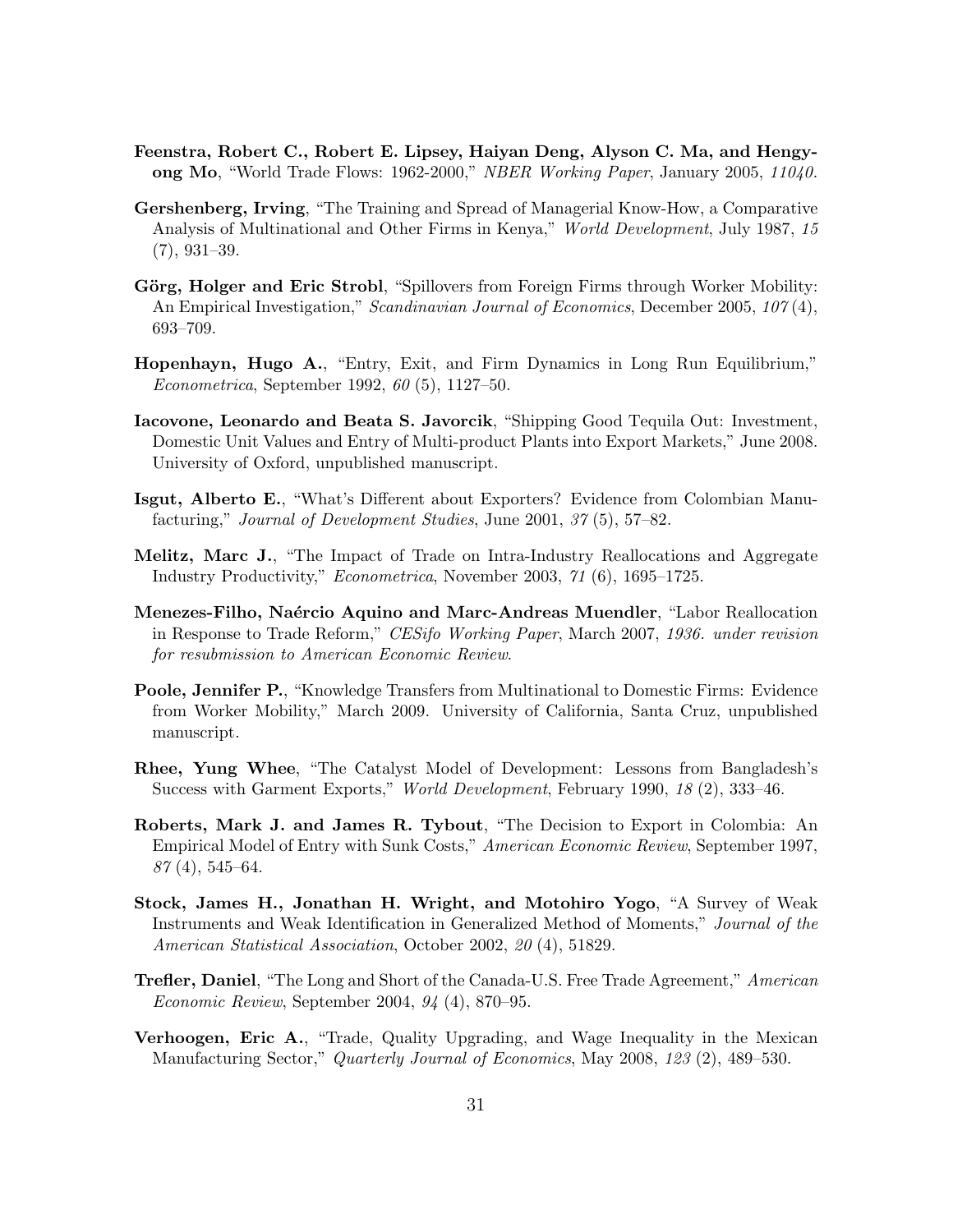**Feenstra, Robert C., Robert E. Lipsey, Haiyan Deng, Alyson C. Ma, and Hengyong Mo**, "World Trade Flows: 1962-2000," *NBER Working Paper*, January 2005, *11040.*

**Gershenberg, Irving**, "The Training and Spread of Managerial Know-How, a Comparative Analysis of Multinational and Other Firms in Kenya," *World Development*, July 1987, *15* (7), 931–39.

**Görg, Holger and Eric Strobl**, "Spillovers from Foreign Firms through Worker Mobility: An Empirical Investigation," *Scandinavian Journal of Economics*, December 2005, *107* (4), 693–709.

**Hopenhayn, Hugo A.**, "Entry, Exit, and Firm Dynamics in Long Run Equilibrium," *Econometrica*, September 1992, *60* (5), 1127–50.

**Iacovone, Leonardo and Beata S. Javorcik**, "Shipping Good Tequila Out: Investment, Domestic Unit Values and Entry of Multi-product Plants into Export Markets," June 2008. University of Oxford, unpublished manuscript.

**Isgut, Alberto E.**, "What's Different about Exporters? Evidence from Colombian Manufacturing," *Journal of Development Studies*, June 2001, *37* (5), 57–82.

**Melitz, Marc J.**, "The Impact of Trade on Intra-Industry Reallocations and Aggregate Industry Productivity," *Econometrica*, November 2003, *71* (6), 1695–1725.

**Menezes-Filho, Naércio Aquino and Marc-Andreas Muendler**, "Labor Reallocation in Response to Trade Reform," *CESifo Working Paper*, March 2007, *1936. under revision for resubmission to American Economic Review.*

**Poole, Jennifer P.**, "Knowledge Transfers from Multinational to Domestic Firms: Evidence from Worker Mobility," March 2009. University of California, Santa Cruz, unpublished manuscript.

**Rhee, Yung Whee**, "The Catalyst Model of Development: Lessons from Bangladesh's Success with Garment Exports," *World Development*, February 1990, *18* (2), 333–46.

**Roberts, Mark J. and James R. Tybout**, "The Decision to Export in Colombia: An Empirical Model of Entry with Sunk Costs," *American Economic Review*, September 1997, *87* (4), 545–64.

**Stock, James H., Jonathan H. Wright, and Motohiro Yogo**, "A Survey of Weak Instruments and Weak Identification in Generalized Method of Moments," *Journal of the American Statistical Association*, October 2002, *20* (4), 51829.

**Trefler, Daniel**, "The Long and Short of the Canada-U.S. Free Trade Agreement," *American Economic Review*, September 2004, *94* (4), 870–95.

**Verhoogen, Eric A.**, "Trade, Quality Upgrading, and Wage Inequality in the Mexican Manufacturing Sector," *Quarterly Journal of Economics*, May 2008, *123* (2), 489–530.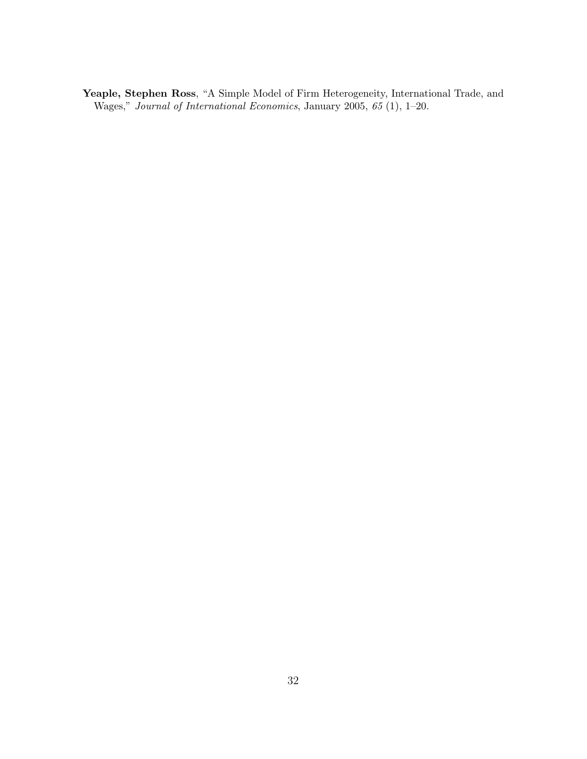**Yeaple, Stephen Ross**, "A Simple Model of Firm Heterogeneity, International Trade, and Wages," *Journal of International Economics*, January 2005, *65* (1), 1–20.